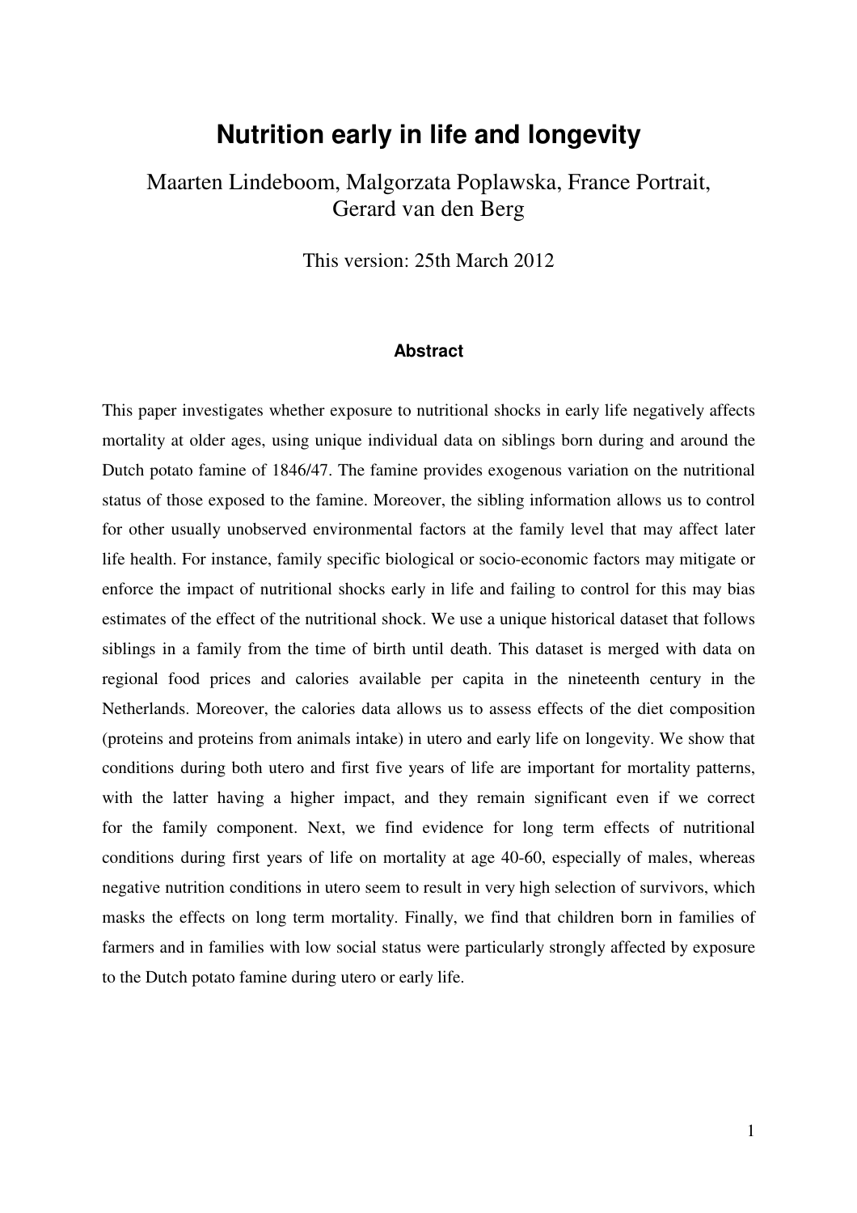# Nutrition early in life and longevity

Maarten Lindeboom, Malgorzata Poplawska, France Portrait, Gerard van den Berg

This version: 25th March 2012

### Abstract

This paper investigates whether exposure to nutritional shocks in early life negatively affects mortality at older ages, using unique individual data on siblings born during and around the Dutch potato famine of 1846/47. The famine provides exogenous variation on the nutritional status of those exposed to the famine. Moreover, the sibling information allows us to control for other usually unobserved environmental factors at the family level that may affect later life health. For instance, family specific biological or socio-economic factors may mitigate or enforce the impact of nutritional shocks early in life and failing to control for this may bias estimates of the effect of the nutritional shock. We use a unique historical dataset that follows siblings in a family from the time of birth until death. This dataset is merged with data on regional food prices and calories available per capita in the nineteenth century in the Netherlands. Moreover, the calories data allows us to assess effects of the diet composition (proteins and proteins from animals intake) in utero and early life on longevity. We show that conditions during both utero and first five years of life are important for mortality patterns, with the latter having a higher impact, and they remain significant even if we correct for the family component. Next, we find evidence for long term effects of nutritional conditions during first years of life on mortality at age 40-60, especially of males, whereas negative nutrition conditions in utero seem to result in very high selection of survivors, which masks the effects on long term mortality. Finally, we find that children born in families of farmers and in families with low social status were particularly strongly affected by exposure to the Dutch potato famine during utero or early life.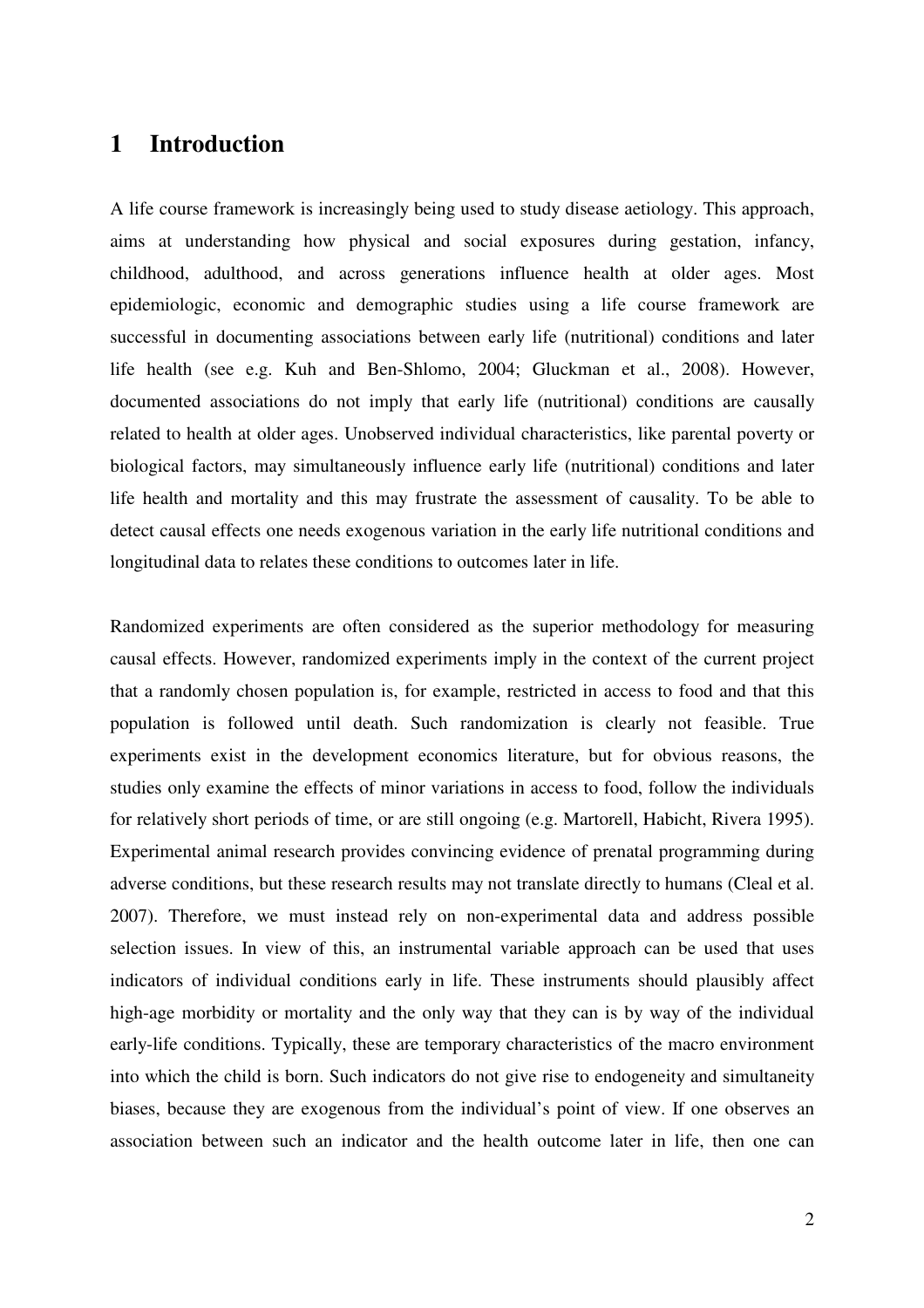# 1 Introduction

A life course framework is increasingly being used to study disease aetiology. This approach, aims at understanding how physical and social exposures during gestation, infancy, childhood, adulthood, and across generations influence health at older ages. Most epidemiologic, economic and demographic studies using a life course framework are successful in documenting associations between early life (nutritional) conditions and later life health (see e.g. Kuh and Ben-Shlomo, 2004; Gluckman et al., 2008). However, documented associations do not imply that early life (nutritional) conditions are causally related to health at older ages. Unobserved individual characteristics, like parental poverty or biological factors, may simultaneously influence early life (nutritional) conditions and later life health and mortality and this may frustrate the assessment of causality. To be able to detect causal effects one needs exogenous variation in the early life nutritional conditions and longitudinal data to relates these conditions to outcomes later in life.

Randomized experiments are often considered as the superior methodology for measuring causal effects. However, randomized experiments imply in the context of the current project that a randomly chosen population is, for example, restricted in access to food and that this population is followed until death. Such randomization is clearly not feasible. True experiments exist in the development economics literature, but for obvious reasons, the studies only examine the effects of minor variations in access to food, follow the individuals for relatively short periods of time, or are still ongoing (e.g. Martorell, Habicht, Rivera 1995). Experimental animal research provides convincing evidence of prenatal programming during adverse conditions, but these research results may not translate directly to humans (Cleal et al. 2007). Therefore, we must instead rely on non-experimental data and address possible selection issues. In view of this, an instrumental variable approach can be used that uses indicators of individual conditions early in life. These instruments should plausibly affect high-age morbidity or mortality and the only way that they can is by way of the individual early-life conditions. Typically, these are temporary characteristics of the macro environment into which the child is born. Such indicators do not give rise to endogeneity and simultaneity biases, because they are exogenous from the individual's point of view. If one observes an association between such an indicator and the health outcome later in life, then one can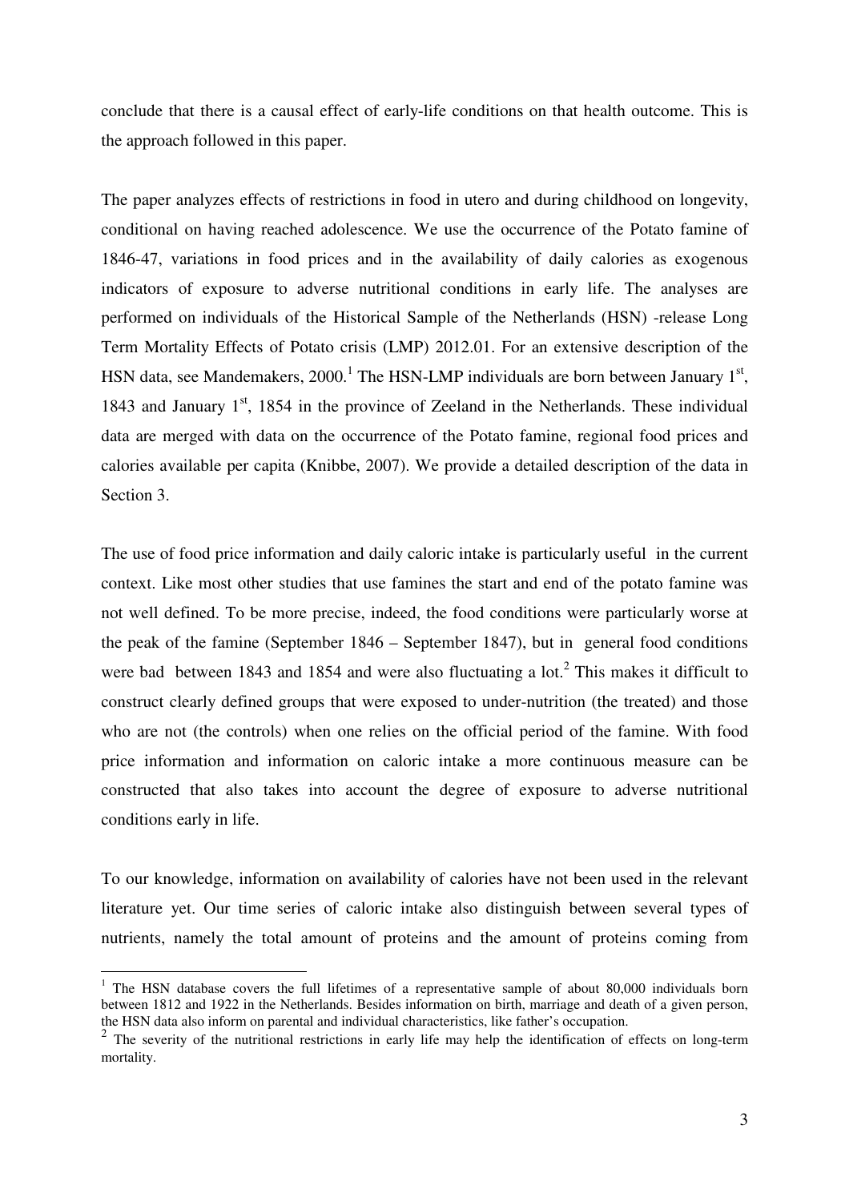conclude that there is a causal effect of early-life conditions on that health outcome. This is the approach followed in this paper.

The paper analyzes effects of restrictions in food in utero and during childhood on longevity, conditional on having reached adolescence. We use the occurrence of the Potato famine of 1846-47, variations in food prices and in the availability of daily calories as exogenous indicators of exposure to adverse nutritional conditions in early life. The analyses are performed on individuals of the Historical Sample of the Netherlands (HSN) -release Long Term Mortality Effects of Potato crisis (LMP) 2012.01. For an extensive description of the HSN data, see Mandemakers, 2000.[1] The HSN-LMP individuals are born between January 1st, 1843 and January 1st, 1854 in the province of Zeeland in the Netherlands. These individual data are merged with data on the occurrence of the Potato famine, regional food prices and calories available per capita (Knibbe, 2007). We provide a detailed description of the data in Section 3.

The use of food price information and daily caloric intake is particularly useful in the current context. Like most other studies that use famines the start and end of the potato famine was not well defined. To be more precise, indeed, the food conditions were particularly worse at the peak of the famine (September 1846 – September 1847), but in general food conditions were bad between 1843 and 1854 and were also fluctuating a lot.[2] This makes it difficult to construct clearly defined groups that were exposed to under-nutrition (the treated) and those who are not (the controls) when one relies on the official period of the famine. With food price information and information on caloric intake a more continuous measure can be constructed that also takes into account the degree of exposure to adverse nutritional conditions early in life.

To our knowledge, information on availability of calories have not been used in the relevant literature yet. Our time series of caloric intake also distinguish between several types of nutrients, namely the total amount of proteins and the amount of proteins coming from

[1] The HSN database covers the full lifetimes of a representative sample of about 80,000 individuals born between 1812 and 1922 in the Netherlands. Besides information on birth, marriage and death of a given person, the HSN data also inform on parental and individual characteristics, like father's occupation.

[2] The severity of the nutritional restrictions in early life may help the identification of effects on long-term mortality.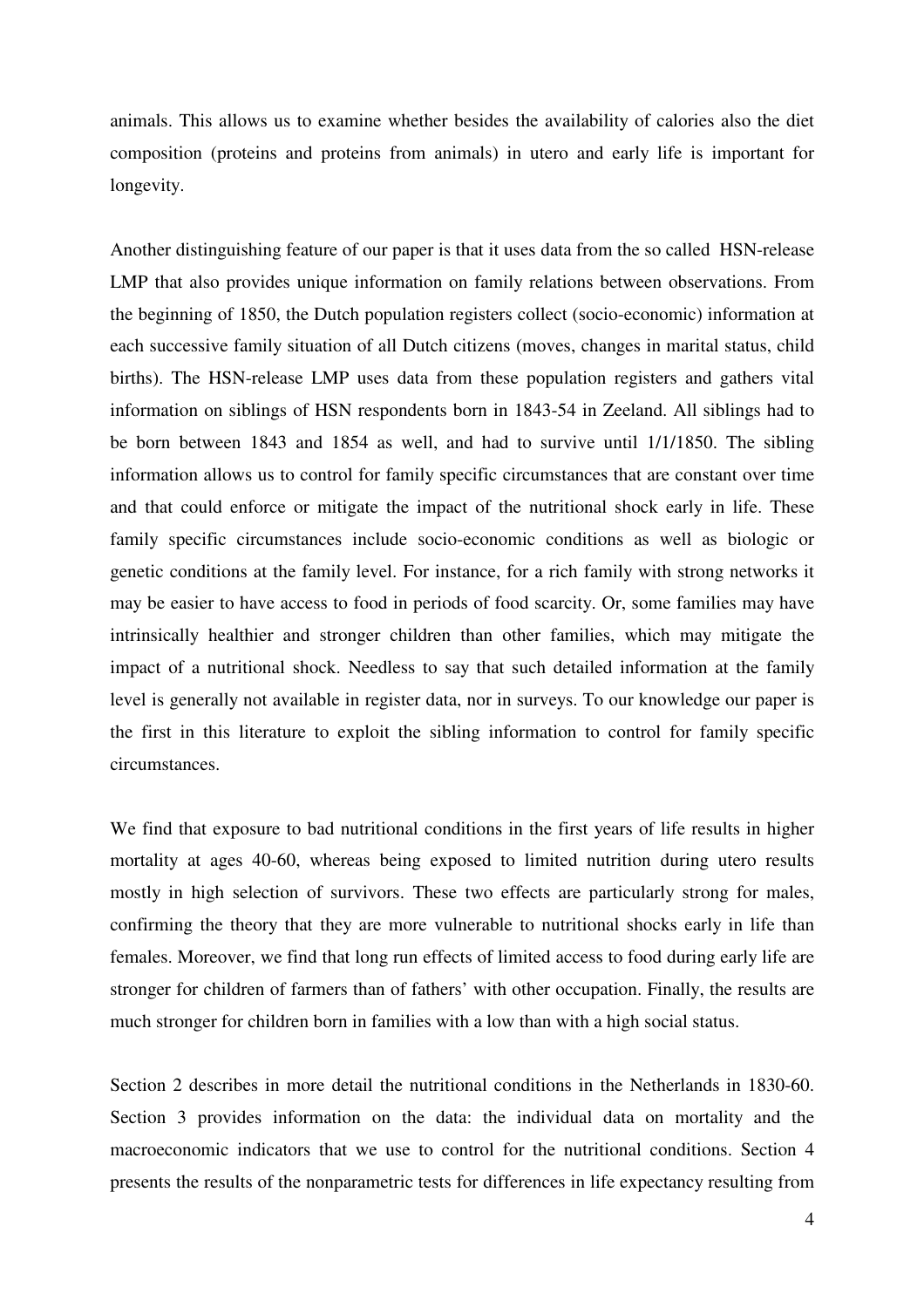animals. This allows us to examine whether besides the availability of calories also the diet composition (proteins and proteins from animals) in utero and early life is important for longevity.

Another distinguishing feature of our paper is that it uses data from the so called HSN-release LMP that also provides unique information on family relations between observations. From the beginning of 1850, the Dutch population registers collect (socio-economic) information at each successive family situation of all Dutch citizens (moves, changes in marital status, child births). The HSN-release LMP uses data from these population registers and gathers vital information on siblings of HSN respondents born in 1843-54 in Zeeland. All siblings had to be born between 1843 and 1854 as well, and had to survive until 1/1/1850. The sibling information allows us to control for family specific circumstances that are constant over time and that could enforce or mitigate the impact of the nutritional shock early in life. These family specific circumstances include socio-economic conditions as well as biologic or genetic conditions at the family level. For instance, for a rich family with strong networks it may be easier to have access to food in periods of food scarcity. Or, some families may have intrinsically healthier and stronger children than other families, which may mitigate the impact of a nutritional shock. Needless to say that such detailed information at the family level is generally not available in register data, nor in surveys. To our knowledge our paper is the first in this literature to exploit the sibling information to control for family specific circumstances.

We find that exposure to bad nutritional conditions in the first years of life results in higher mortality at ages 40-60, whereas being exposed to limited nutrition during utero results mostly in high selection of survivors. These two effects are particularly strong for males, confirming the theory that they are more vulnerable to nutritional shocks early in life than females. Moreover, we find that long run effects of limited access to food during early life are stronger for children of farmers than of fathers' with other occupation. Finally, the results are much stronger for children born in families with a low than with a high social status.

Section 2 describes in more detail the nutritional conditions in the Netherlands in 1830-60. Section 3 provides information on the data: the individual data on mortality and the macroeconomic indicators that we use to control for the nutritional conditions. Section 4 presents the results of the nonparametric tests for differences in life expectancy resulting from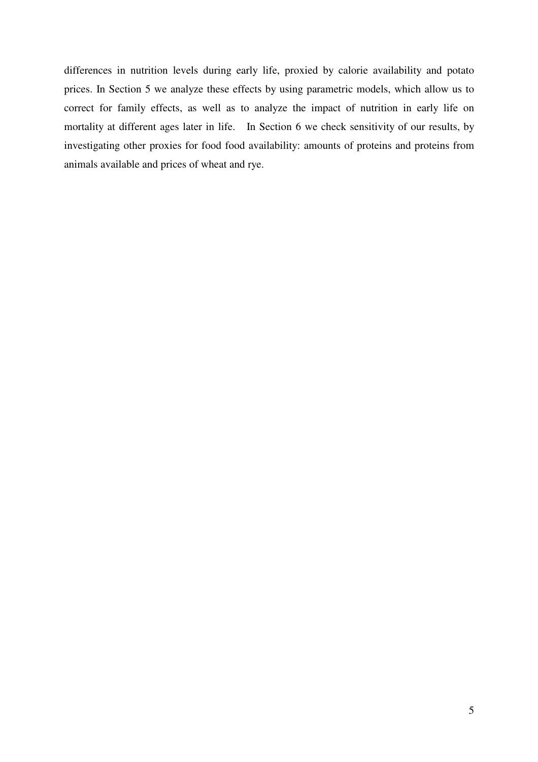differences in nutrition levels during early life, proxied by calorie availability and potato prices. In Section 5 we analyze these effects by using parametric models, which allow us to correct for family effects, as well as to analyze the impact of nutrition in early life on mortality at different ages later in life. In Section 6 we check sensitivity of our results, by investigating other proxies for food food availability: amounts of proteins and proteins from animals available and prices of wheat and rye.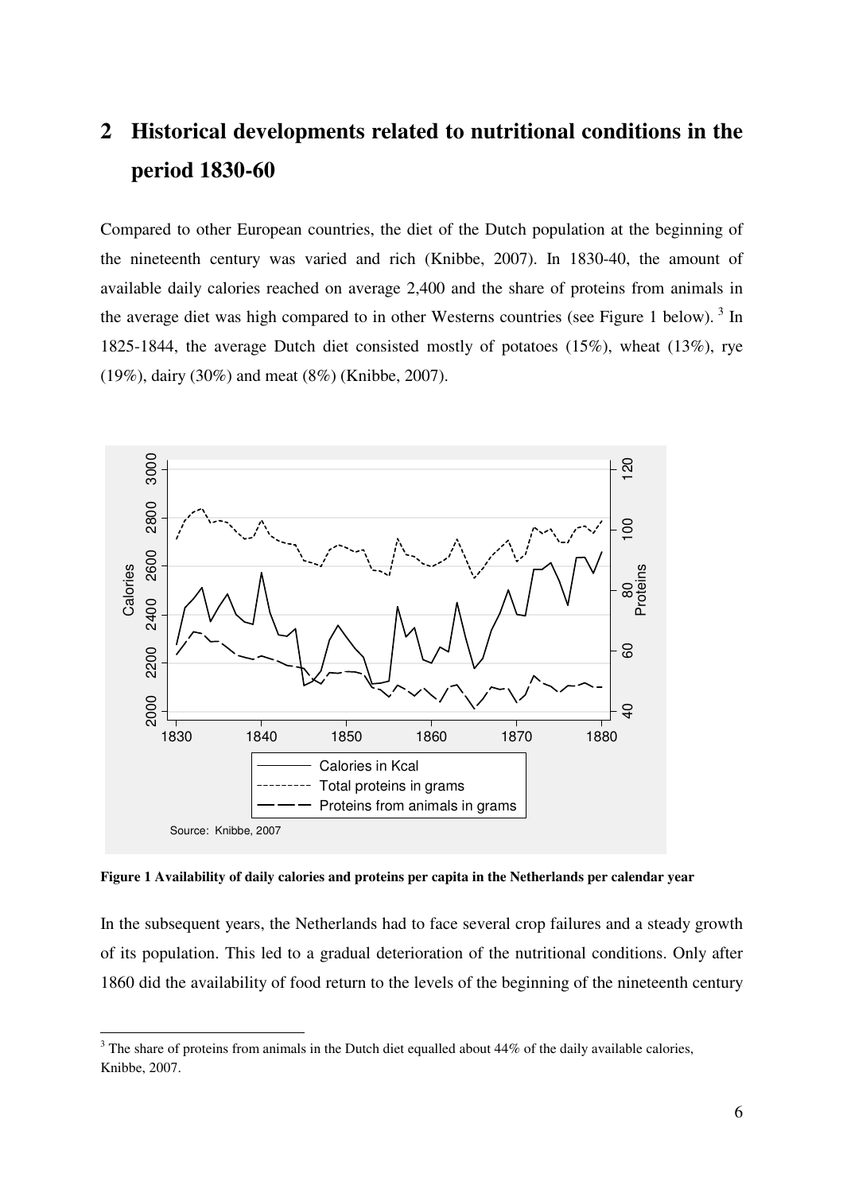## 2 Historical developments related to nutritional conditions in the period 1830-60

Compared to other European countries, the diet of the Dutch population at the beginning of the nineteenth century was varied and rich (Knibbe, 2007). In 1830-40, the amount of available daily calories reached on average 2,400 and the share of proteins from animals in the average diet was high compared to in other Westerns countries (see Figure 1 below). [3] In 1825-1844, the average Dutch diet consisted mostly of potatoes (15%), wheat (13%), rye (19%), dairy (30%) and meat (8%) (Knibbe, 2007).

**Figure 1 Availability of daily calories and proteins per capita in the Netherlands per calendar year**

In the subsequent years, the Netherlands had to face several crop failures and a steady growth of its population. This led to a gradual deterioration of the nutritional conditions. Only after 1860 did the availability of food return to the levels of the beginning of the nineteenth century

[3] The share of proteins from animals in the Dutch diet equalled about 44% of the daily available calories, Knibbe, 2007.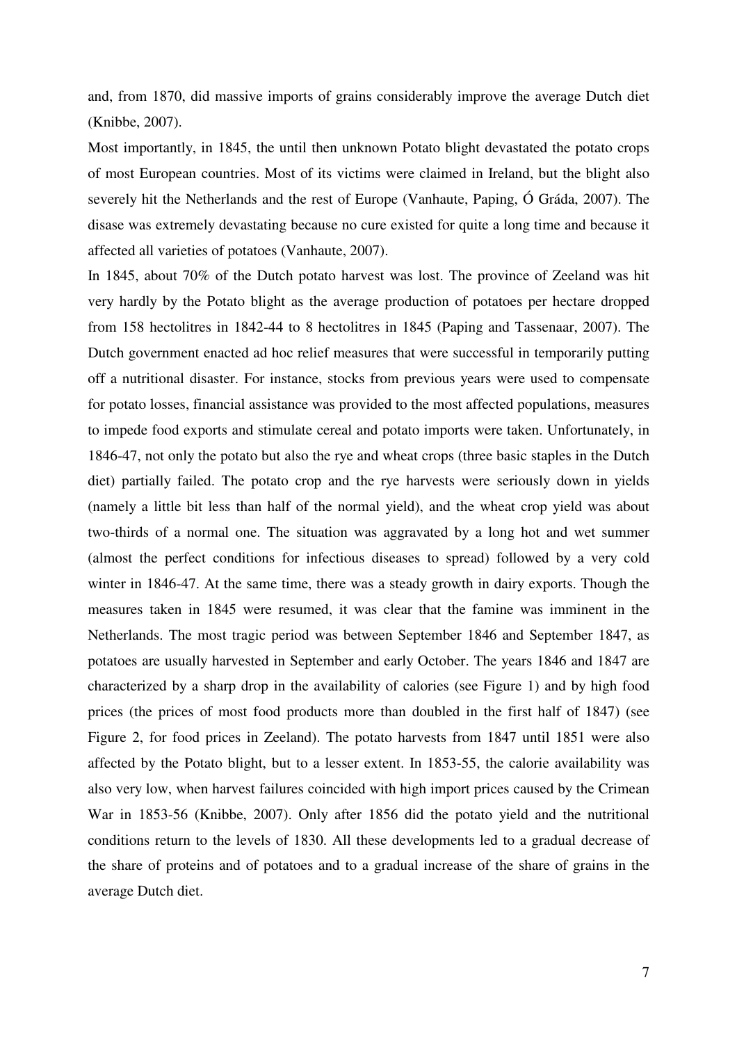and, from 1870, did massive imports of grains considerably improve the average Dutch diet (Knibbe, 2007).

Most importantly, in 1845, the until then unknown Potato blight devastated the potato crops of most European countries. Most of its victims were claimed in Ireland, but the blight also severely hit the Netherlands and the rest of Europe (Vanhaute, Paping, Ó Gráda, 2007). The disase was extremely devastating because no cure existed for quite a long time and because it affected all varieties of potatoes (Vanhaute, 2007).

In 1845, about 70% of the Dutch potato harvest was lost. The province of Zeeland was hit very hardly by the Potato blight as the average production of potatoes per hectare dropped from 158 hectolitres in 1842-44 to 8 hectolitres in 1845 (Paping and Tassenaar, 2007). The Dutch government enacted ad hoc relief measures that were successful in temporarily putting off a nutritional disaster. For instance, stocks from previous years were used to compensate for potato losses, financial assistance was provided to the most affected populations, measures to impede food exports and stimulate cereal and potato imports were taken. Unfortunately, in 1846-47, not only the potato but also the rye and wheat crops (three basic staples in the Dutch diet) partially failed. The potato crop and the rye harvests were seriously down in yields (namely a little bit less than half of the normal yield), and the wheat crop yield was about two-thirds of a normal one. The situation was aggravated by a long hot and wet summer (almost the perfect conditions for infectious diseases to spread) followed by a very cold winter in 1846-47. At the same time, there was a steady growth in dairy exports. Though the measures taken in 1845 were resumed, it was clear that the famine was imminent in the Netherlands. The most tragic period was between September 1846 and September 1847, as potatoes are usually harvested in September and early October. The years 1846 and 1847 are characterized by a sharp drop in the availability of calories (see Figure 1) and by high food prices (the prices of most food products more than doubled in the first half of 1847) (see Figure 2, for food prices in Zeeland). The potato harvests from 1847 until 1851 were also affected by the Potato blight, but to a lesser extent. In 1853-55, the calorie availability was also very low, when harvest failures coincided with high import prices caused by the Crimean War in 1853-56 (Knibbe, 2007). Only after 1856 did the potato yield and the nutritional conditions return to the levels of 1830. All these developments led to a gradual decrease of the share of proteins and of potatoes and to a gradual increase of the share of grains in the average Dutch diet.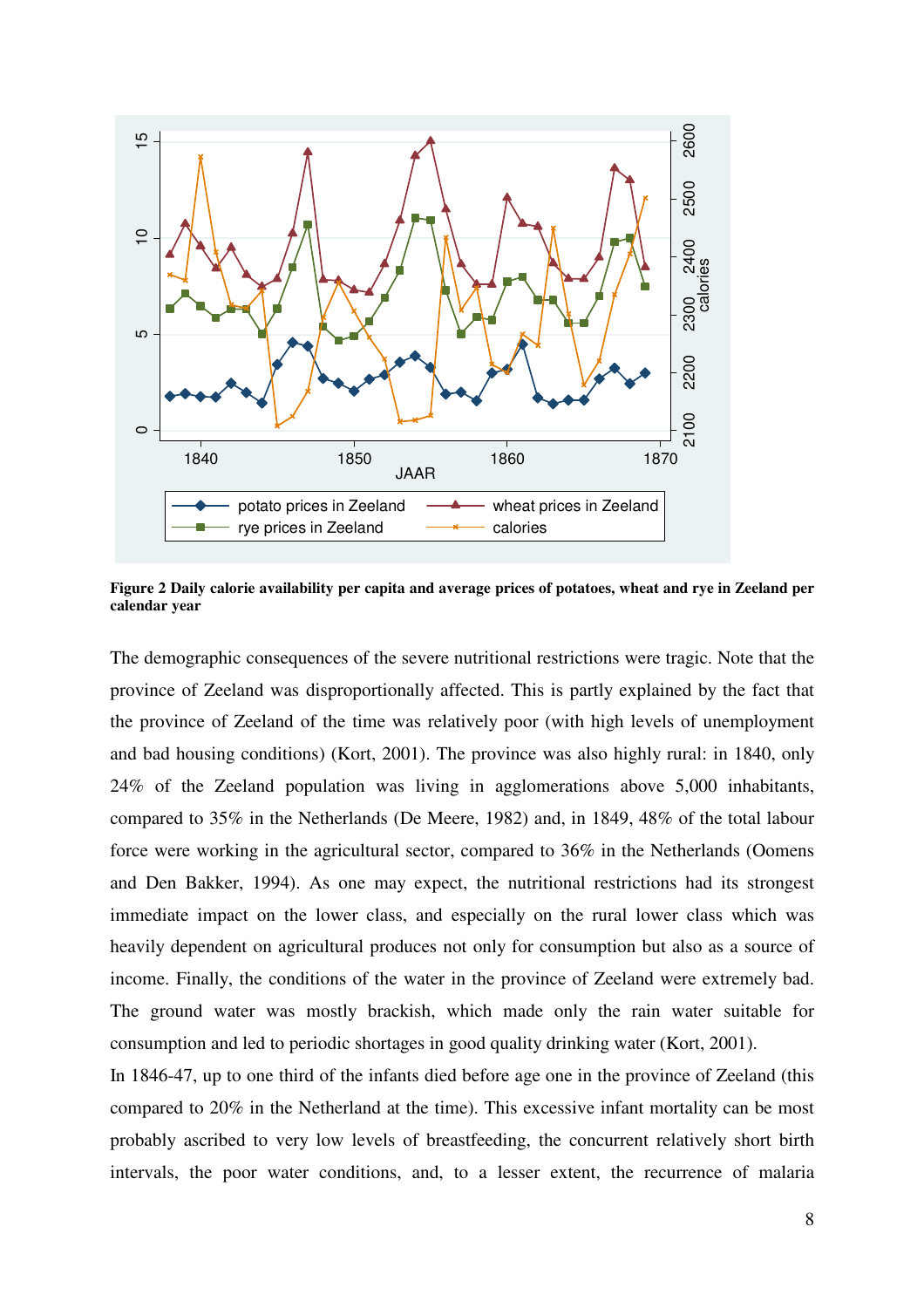**Figure 2 Daily calorie availability per capita and average prices of potatoes, wheat and rye in Zeeland per calendar year**

The demographic consequences of the severe nutritional restrictions were tragic. Note that the province of Zeeland was disproportionally affected. This is partly explained by the fact that the province of Zeeland of the time was relatively poor (with high levels of unemployment and bad housing conditions) (Kort, 2001). The province was also highly rural: in 1840, only 24% of the Zeeland population was living in agglomerations above 5,000 inhabitants, compared to 35% in the Netherlands (De Meere, 1982) and, in 1849, 48% of the total labour force were working in the agricultural sector, compared to 36% in the Netherlands (Oomens and Den Bakker, 1994). As one may expect, the nutritional restrictions had its strongest immediate impact on the lower class, and especially on the rural lower class which was heavily dependent on agricultural produces not only for consumption but also as a source of income. Finally, the conditions of the water in the province of Zeeland were extremely bad. The ground water was mostly brackish, which made only the rain water suitable for consumption and led to periodic shortages in good quality drinking water (Kort, 2001).

In 1846-47, up to one third of the infants died before age one in the province of Zeeland (this compared to 20% in the Netherland at the time). This excessive infant mortality can be most probably ascribed to very low levels of breastfeeding, the concurrent relatively short birth intervals, the poor water conditions, and, to a lesser extent, the recurrence of malaria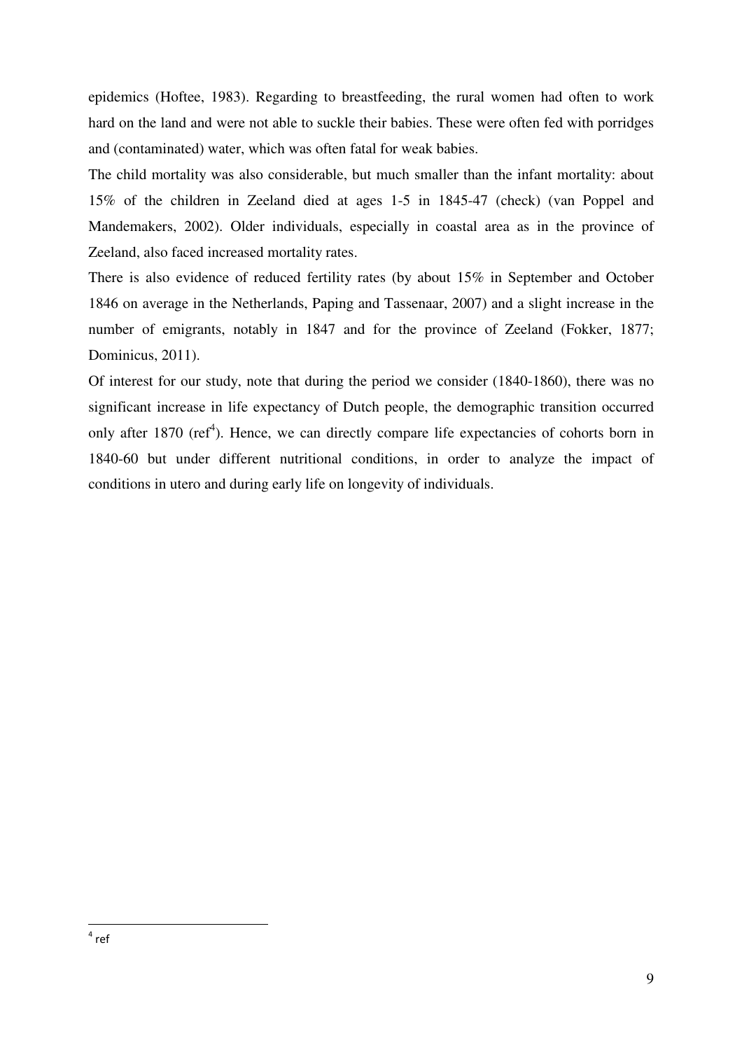epidemics (Hoftee, 1983). Regarding to breastfeeding, the rural women had often to work hard on the land and were not able to suckle their babies. These were often fed with porridges and (contaminated) water, which was often fatal for weak babies.

The child mortality was also considerable, but much smaller than the infant mortality: about 15% of the children in Zeeland died at ages 1-5 in 1845-47 (check) (van Poppel and Mandemakers, 2002). Older individuals, especially in coastal area as in the province of Zeeland, also faced increased mortality rates.

There is also evidence of reduced fertility rates (by about 15% in September and October 1846 on average in the Netherlands, Paping and Tassenaar, 2007) and a slight increase in the number of emigrants, notably in 1847 and for the province of Zeeland (Fokker, 1877; Dominicus, 2011).

Of interest for our study, note that during the period we consider (1840-1860), there was no significant increase in life expectancy of Dutch people, the demographic transition occurred only after 1870 (ref[4]). Hence, we can directly compare life expectancies of cohorts born in 1840-60 but under different nutritional conditions, in order to analyze the impact of conditions in utero and during early life on longevity of individuals.

---

[4] ref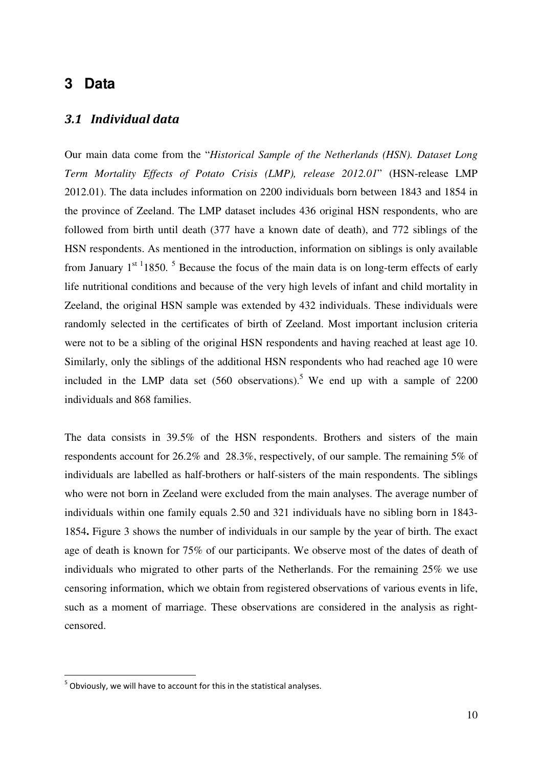# 3 Data

## *3.1 Individual data*

Our main data come from the "*Historical Sample of the Netherlands (HSN). Dataset Long Term Mortality Effects of Potato Crisis (LMP), release 2012.01*" (HSN-release LMP 2012.01). The data includes information on 2200 individuals born between 1843 and 1854 in the province of Zeeland. The LMP dataset includes 436 original HSN respondents, who are followed from birth until death (377 have a known date of death), and 772 siblings of the HSN respondents. As mentioned in the introduction, information on siblings is only available from January 1st [1]1850. [5] Because the focus of the main data is on long-term effects of early life nutritional conditions and because of the very high levels of infant and child mortality in Zeeland, the original HSN sample was extended by 432 individuals. These individuals were randomly selected in the certificates of birth of Zeeland. Most important inclusion criteria were not to be a sibling of the original HSN respondents and having reached at least age 10. Similarly, only the siblings of the additional HSN respondents who had reached age 10 were included in the LMP data set (560 observations).[5] We end up with a sample of 2200 individuals and 868 families.

The data consists in 39.5% of the HSN respondents. Brothers and sisters of the main respondents account for 26.2% and 28.3%, respectively, of our sample. The remaining 5% of individuals are labelled as half-brothers or half-sisters of the main respondents. The siblings who were not born in Zeeland were excluded from the main analyses. The average number of individuals within one family equals 2.50 and 321 individuals have no sibling born in 1843-1854**.** Figure 3 shows the number of individuals in our sample by the year of birth. The exact age of death is known for 75% of our participants. We observe most of the dates of death of individuals who migrated to other parts of the Netherlands. For the remaining 25% we use censoring information, which we obtain from registered observations of various events in life, such as a moment of marriage. These observations are considered in the analysis as right-censored.

---

[5] Obviously, we will have to account for this in the statistical analyses.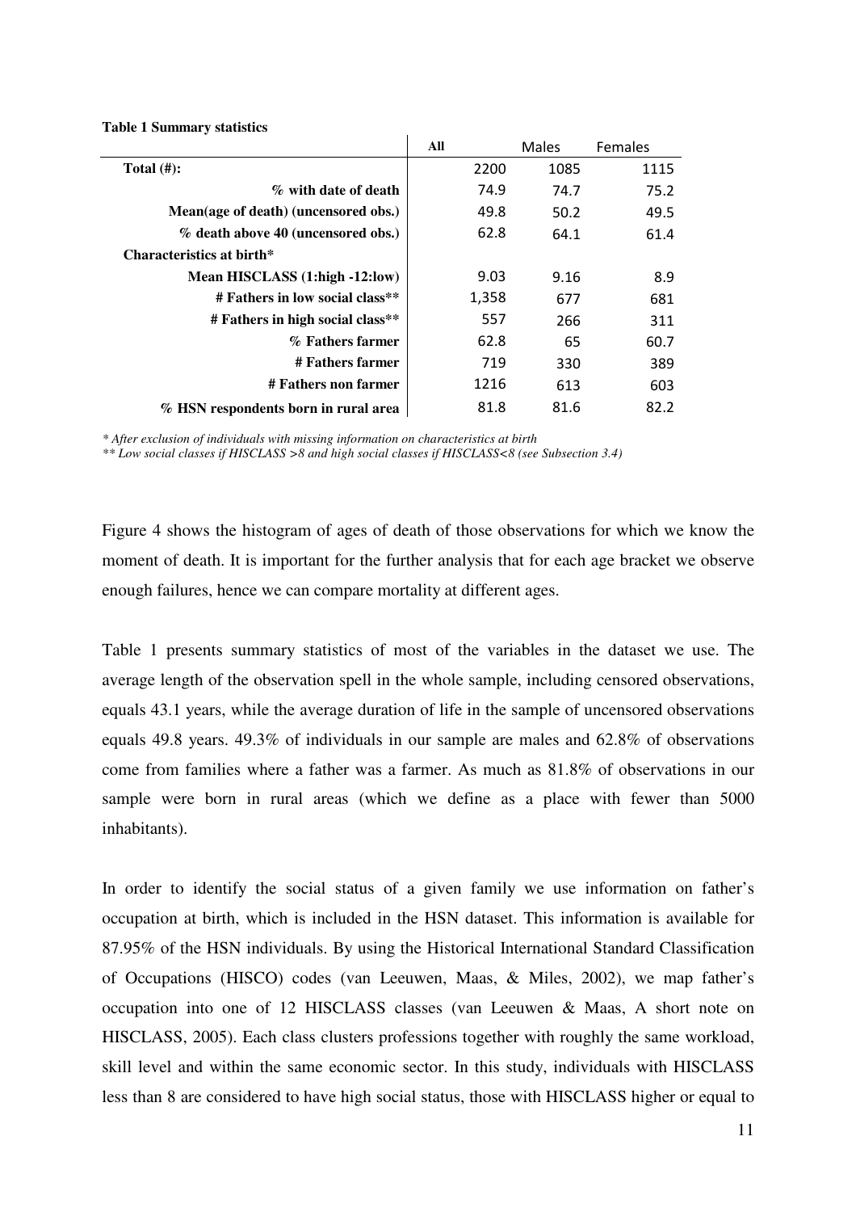**Table 1 Summary statistics**

| | All | Males | Females |
|---|---|---|---|
| **Total (#):** | 2200 | 1085 | 1115 |
| **% with date of death** | 74.9 | 74.7 | 75.2 |
| **Mean(age of death) (uncensored obs.)** | 49.8 | 50.2 | 49.5 |
| **% death above 40 (uncensored obs.)** | 62.8 | 64.1 | 61.4 |
| **Characteristics at birth*** | | | |
| **Mean HISCLASS (1:high -12:low)** | 9.03 | 9.16 | 8.9 |
| **# Fathers in low social class**** | 1,358 | 677 | 681 |
| **# Fathers in high social class**** | 557 | 266 | 311 |
| **% Fathers farmer** | 62.8 | 65 | 60.7 |
| **# Fathers farmer** | 719 | 330 | 389 |
| **# Fathers non farmer** | 1216 | 613 | 603 |
| **% HSN respondents born in rural area** | 81.8 | 81.6 | 82.2 |

*\* After exclusion of individuals with missing information on characteristics at birth*

*\*\* Low social classes if HISCLASS >8 and high social classes if HISCLASS<8 (see Subsection 3.4)*

Figure 4 shows the histogram of ages of death of those observations for which we know the moment of death. It is important for the further analysis that for each age bracket we observe enough failures, hence we can compare mortality at different ages.

Table 1 presents summary statistics of most of the variables in the dataset we use. The average length of the observation spell in the whole sample, including censored observations, equals 43.1 years, while the average duration of life in the sample of uncensored observations equals 49.8 years. 49.3% of individuals in our sample are males and 62.8% of observations come from families where a father was a farmer. As much as 81.8% of observations in our sample were born in rural areas (which we define as a place with fewer than 5000 inhabitants).

In order to identify the social status of a given family we use information on father's occupation at birth, which is included in the HSN dataset. This information is available for 87.95% of the HSN individuals. By using the Historical International Standard Classification of Occupations (HISCO) codes (van Leeuwen, Maas, & Miles, 2002), we map father's occupation into one of 12 HISCLASS classes (van Leeuwen & Maas, A short note on HISCLASS, 2005). Each class clusters professions together with roughly the same workload, skill level and within the same economic sector. In this study, individuals with HISCLASS less than 8 are considered to have high social status, those with HISCLASS higher or equal to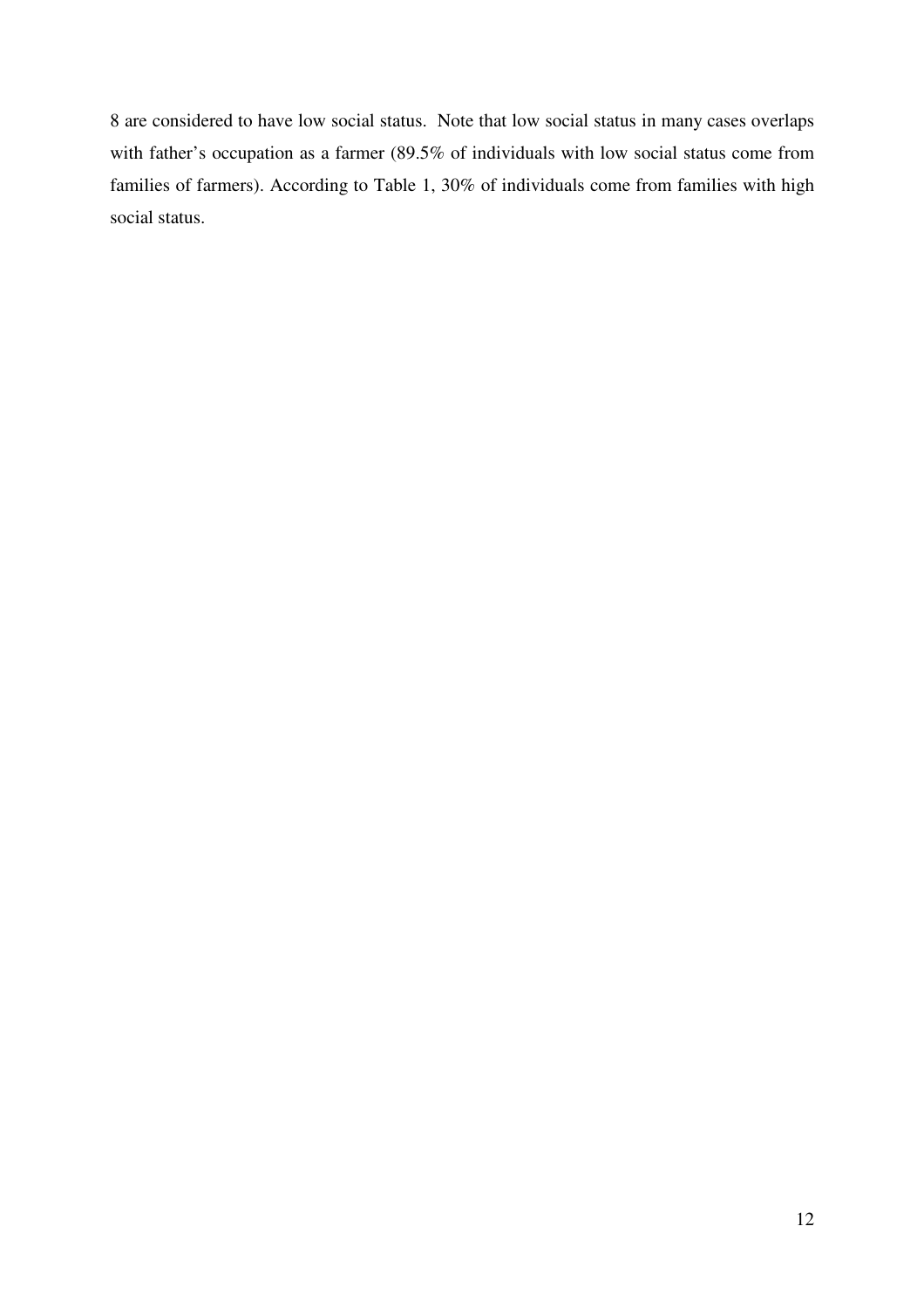8 are considered to have low social status. Note that low social status in many cases overlaps with father's occupation as a farmer (89.5% of individuals with low social status come from families of farmers). According to Table 1, 30% of individuals come from families with high social status.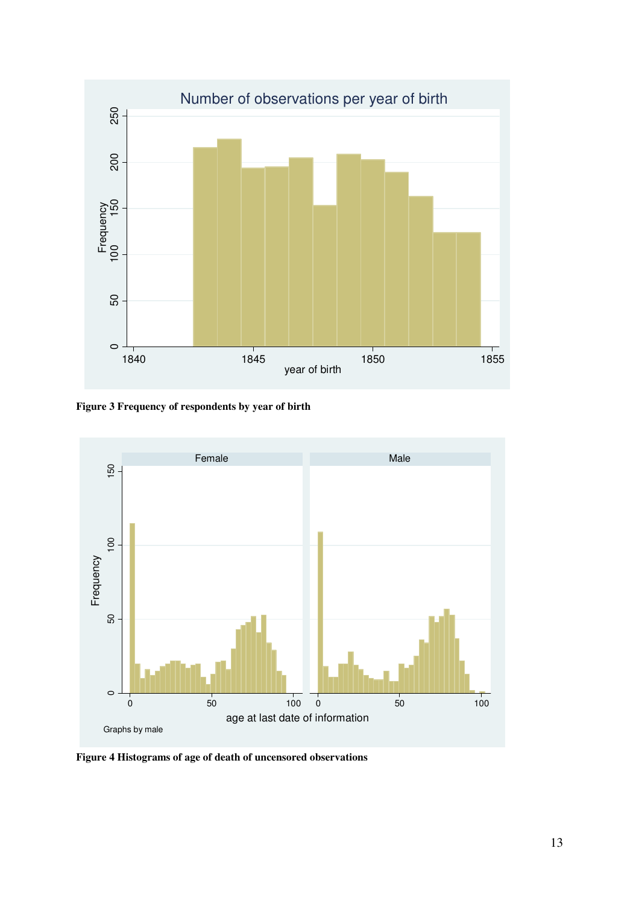**Figure 3 Frequency of respondents by year of birth**

**Figure 4 Histograms of age of death of uncensored observations**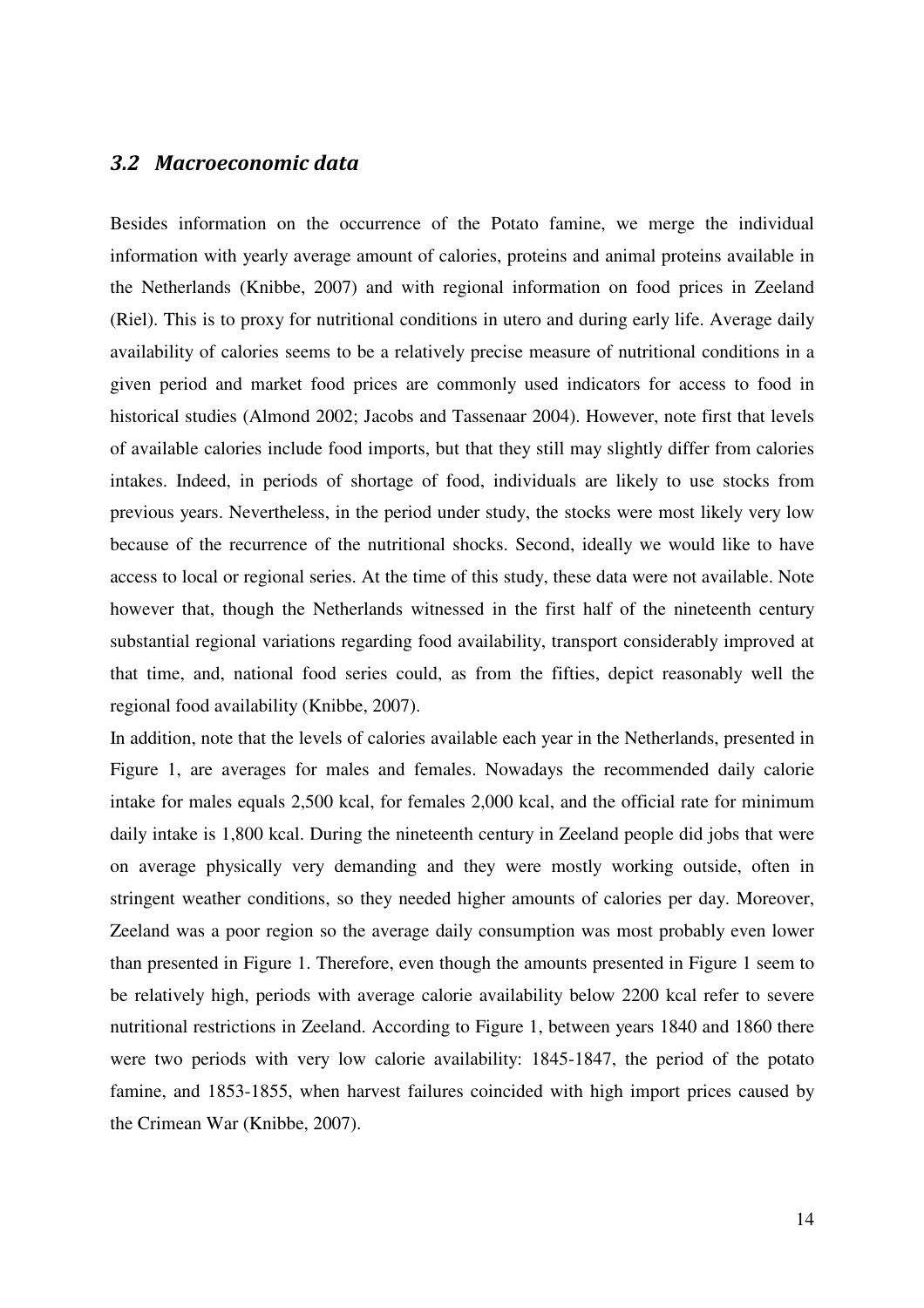### *3.2 Macroeconomic data*

Besides information on the occurrence of the Potato famine, we merge the individual information with yearly average amount of calories, proteins and animal proteins available in the Netherlands (Knibbe, 2007) and with regional information on food prices in Zeeland (Riel). This is to proxy for nutritional conditions in utero and during early life. Average daily availability of calories seems to be a relatively precise measure of nutritional conditions in a given period and market food prices are commonly used indicators for access to food in historical studies (Almond 2002; Jacobs and Tassenaar 2004). However, note first that levels of available calories include food imports, but that they still may slightly differ from calories intakes. Indeed, in periods of shortage of food, individuals are likely to use stocks from previous years. Nevertheless, in the period under study, the stocks were most likely very low because of the recurrence of the nutritional shocks. Second, ideally we would like to have access to local or regional series. At the time of this study, these data were not available. Note however that, though the Netherlands witnessed in the first half of the nineteenth century substantial regional variations regarding food availability, transport considerably improved at that time, and, national food series could, as from the fifties, depict reasonably well the regional food availability (Knibbe, 2007).

In addition, note that the levels of calories available each year in the Netherlands, presented in Figure 1, are averages for males and females. Nowadays the recommended daily calorie intake for males equals 2,500 kcal, for females 2,000 kcal, and the official rate for minimum daily intake is 1,800 kcal. During the nineteenth century in Zeeland people did jobs that were on average physically very demanding and they were mostly working outside, often in stringent weather conditions, so they needed higher amounts of calories per day. Moreover, Zeeland was a poor region so the average daily consumption was most probably even lower than presented in Figure 1. Therefore, even though the amounts presented in Figure 1 seem to be relatively high, periods with average calorie availability below 2200 kcal refer to severe nutritional restrictions in Zeeland. According to Figure 1, between years 1840 and 1860 there were two periods with very low calorie availability: 1845-1847, the period of the potato famine, and 1853-1855, when harvest failures coincided with high import prices caused by the Crimean War (Knibbe, 2007).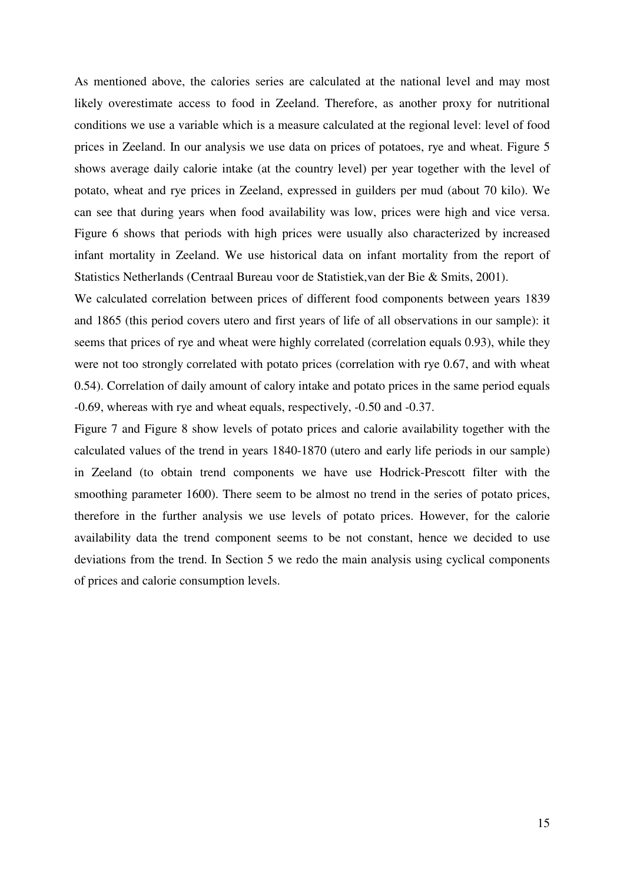As mentioned above, the calories series are calculated at the national level and may most likely overestimate access to food in Zeeland. Therefore, as another proxy for nutritional conditions we use a variable which is a measure calculated at the regional level: level of food prices in Zeeland. In our analysis we use data on prices of potatoes, rye and wheat. Figure 5 shows average daily calorie intake (at the country level) per year together with the level of potato, wheat and rye prices in Zeeland, expressed in guilders per mud (about 70 kilo). We can see that during years when food availability was low, prices were high and vice versa. Figure 6 shows that periods with high prices were usually also characterized by increased infant mortality in Zeeland. We use historical data on infant mortality from the report of Statistics Netherlands (Centraal Bureau voor de Statistiek,van der Bie & Smits, 2001).

We calculated correlation between prices of different food components between years 1839 and 1865 (this period covers utero and first years of life of all observations in our sample): it seems that prices of rye and wheat were highly correlated (correlation equals 0.93), while they were not too strongly correlated with potato prices (correlation with rye 0.67, and with wheat 0.54). Correlation of daily amount of calory intake and potato prices in the same period equals -0.69, whereas with rye and wheat equals, respectively, -0.50 and -0.37.

Figure 7 and Figure 8 show levels of potato prices and calorie availability together with the calculated values of the trend in years 1840-1870 (utero and early life periods in our sample) in Zeeland (to obtain trend components we have use Hodrick-Prescott filter with the smoothing parameter 1600). There seem to be almost no trend in the series of potato prices, therefore in the further analysis we use levels of potato prices. However, for the calorie availability data the trend component seems to be not constant, hence we decided to use deviations from the trend. In Section 5 we redo the main analysis using cyclical components of prices and calorie consumption levels.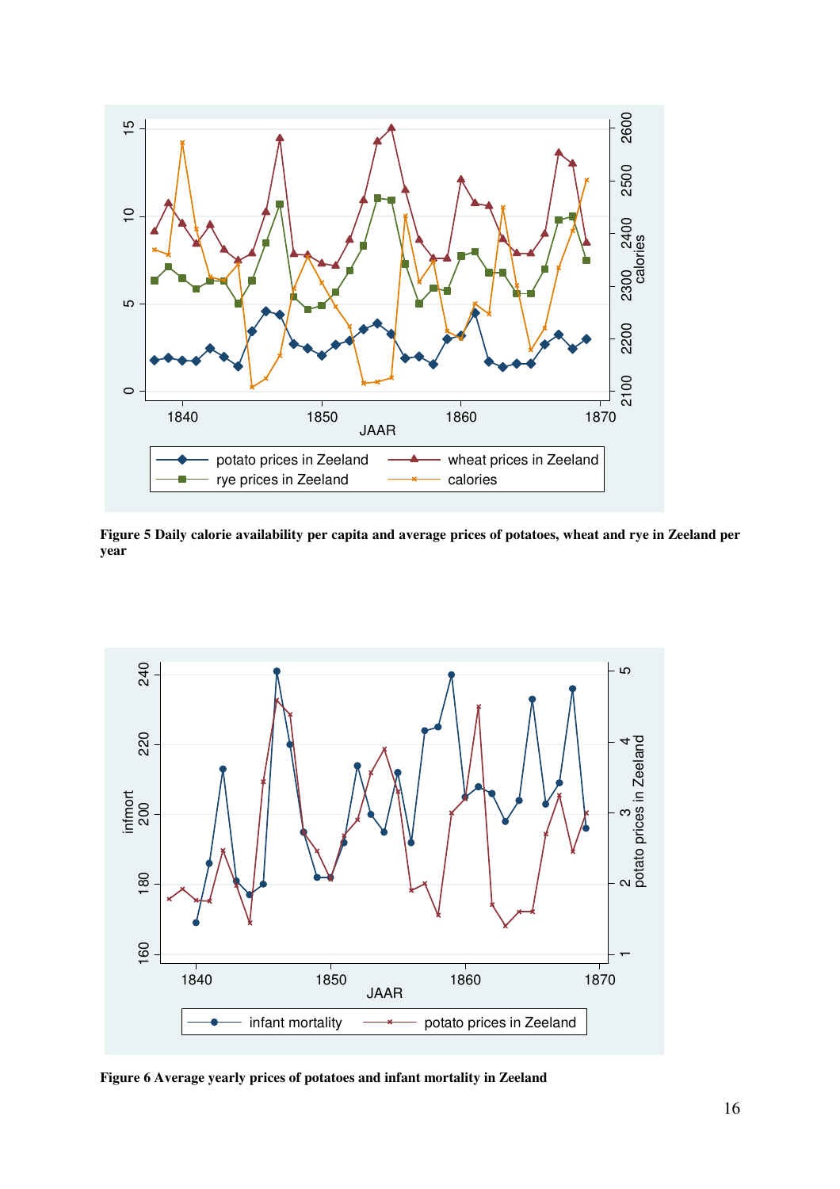**Figure 5 Daily calorie availability per capita and average prices of potatoes, wheat and rye in Zeeland per year**

**Figure 6 Average yearly prices of potatoes and infant mortality in Zeeland**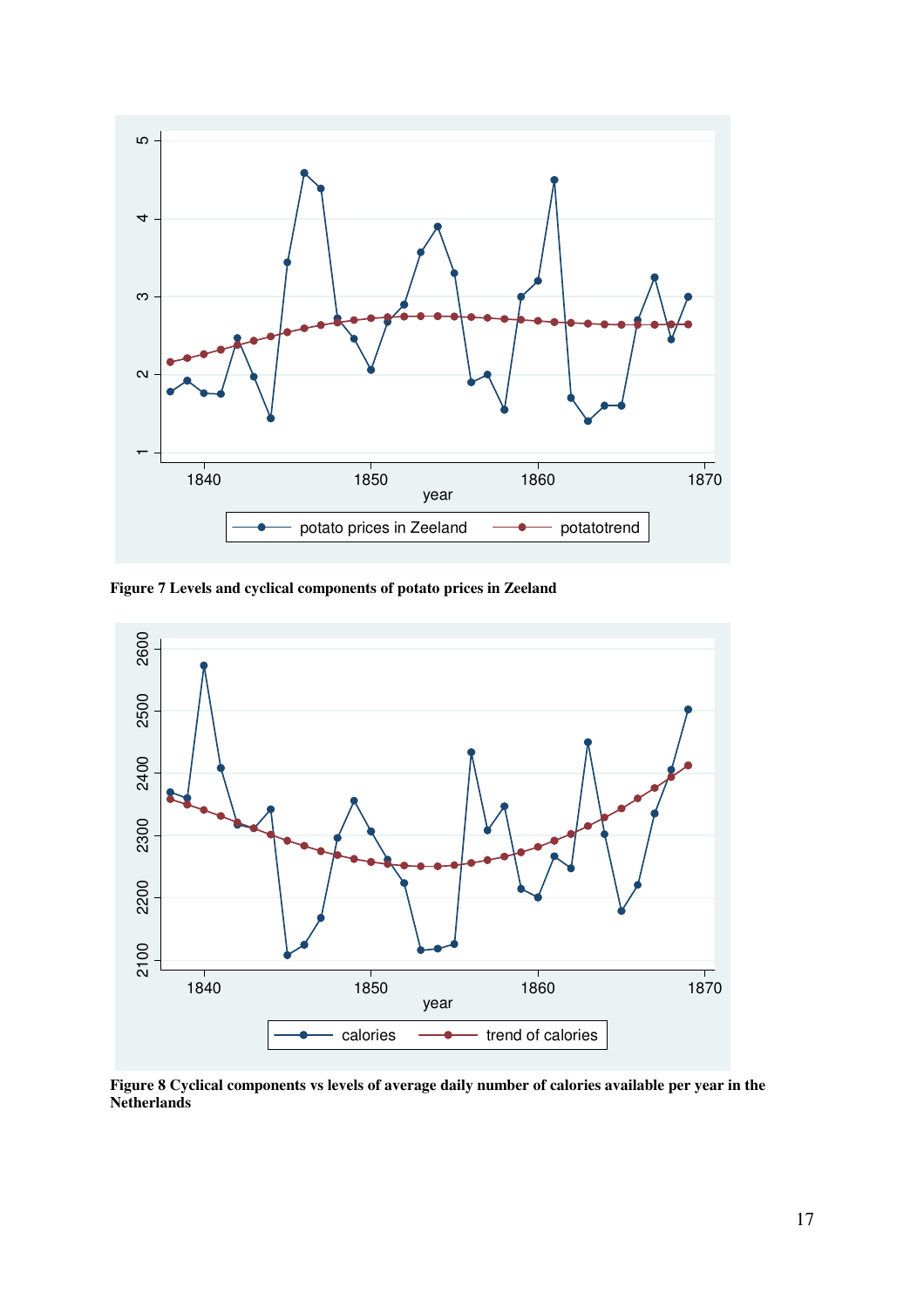**Figure 7 Levels and cyclical components of potato prices in Zeeland**

**Figure 8 Cyclical components vs levels of average daily number of calories available per year in the Netherlands**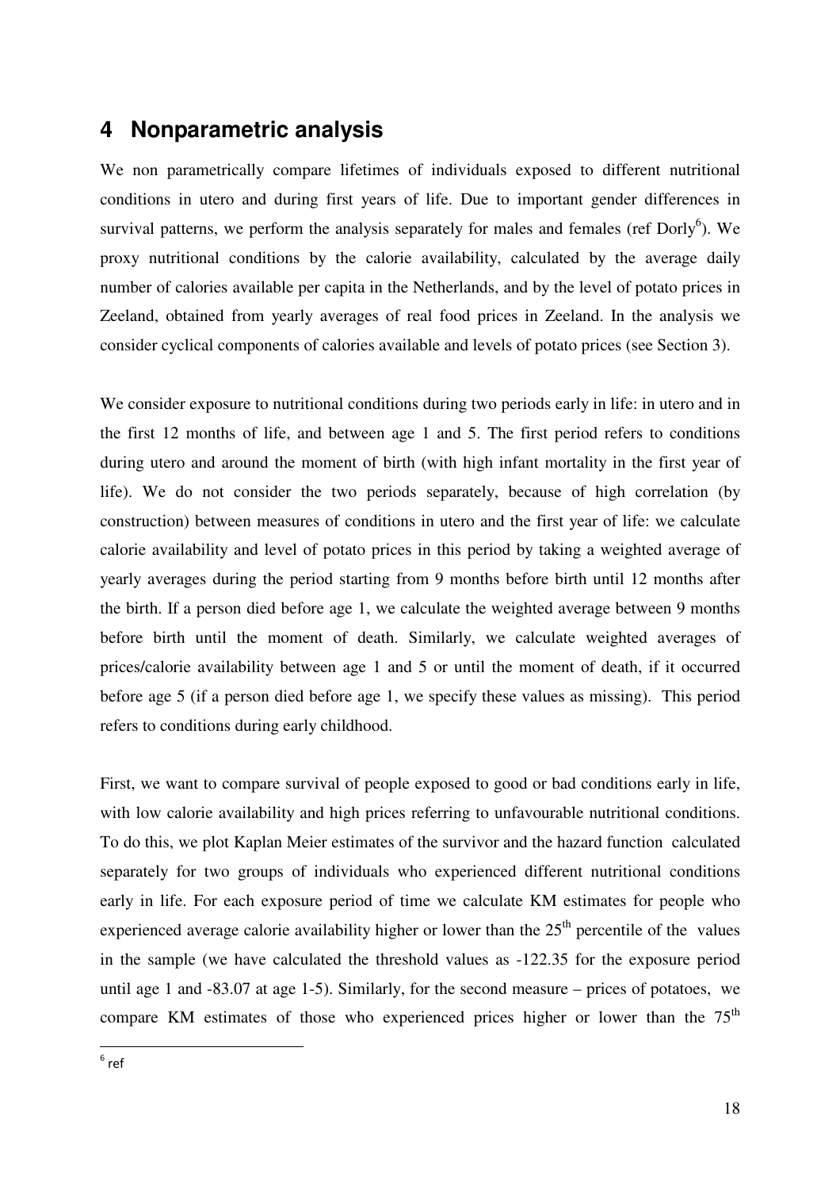# 4 Nonparametric analysis

We non parametrically compare lifetimes of individuals exposed to different nutritional conditions in utero and during first years of life. Due to important gender differences in survival patterns, we perform the analysis separately for males and females (ref Dorly[6]). We proxy nutritional conditions by the calorie availability, calculated by the average daily number of calories available per capita in the Netherlands, and by the level of potato prices in Zeeland, obtained from yearly averages of real food prices in Zeeland. In the analysis we consider cyclical components of calories available and levels of potato prices (see Section 3).

We consider exposure to nutritional conditions during two periods early in life: in utero and in the first 12 months of life, and between age 1 and 5. The first period refers to conditions during utero and around the moment of birth (with high infant mortality in the first year of life). We do not consider the two periods separately, because of high correlation (by construction) between measures of conditions in utero and the first year of life: we calculate calorie availability and level of potato prices in this period by taking a weighted average of yearly averages during the period starting from 9 months before birth until 12 months after the birth. If a person died before age 1, we calculate the weighted average between 9 months before birth until the moment of death. Similarly, we calculate weighted averages of prices/calorie availability between age 1 and 5 or until the moment of death, if it occurred before age 5 (if a person died before age 1, we specify these values as missing). This period refers to conditions during early childhood.

First, we want to compare survival of people exposed to good or bad conditions early in life, with low calorie availability and high prices referring to unfavourable nutritional conditions. To do this, we plot Kaplan Meier estimates of the survivor and the hazard function calculated separately for two groups of individuals who experienced different nutritional conditions early in life. For each exposure period of time we calculate KM estimates for people who experienced average calorie availability higher or lower than the 25th percentile of the values in the sample (we have calculated the threshold values as -122.35 for the exposure period until age 1 and -83.07 at age 1-5). Similarly, for the second measure – prices of potatoes, we compare KM estimates of those who experienced prices higher or lower than the 75th

[6] ref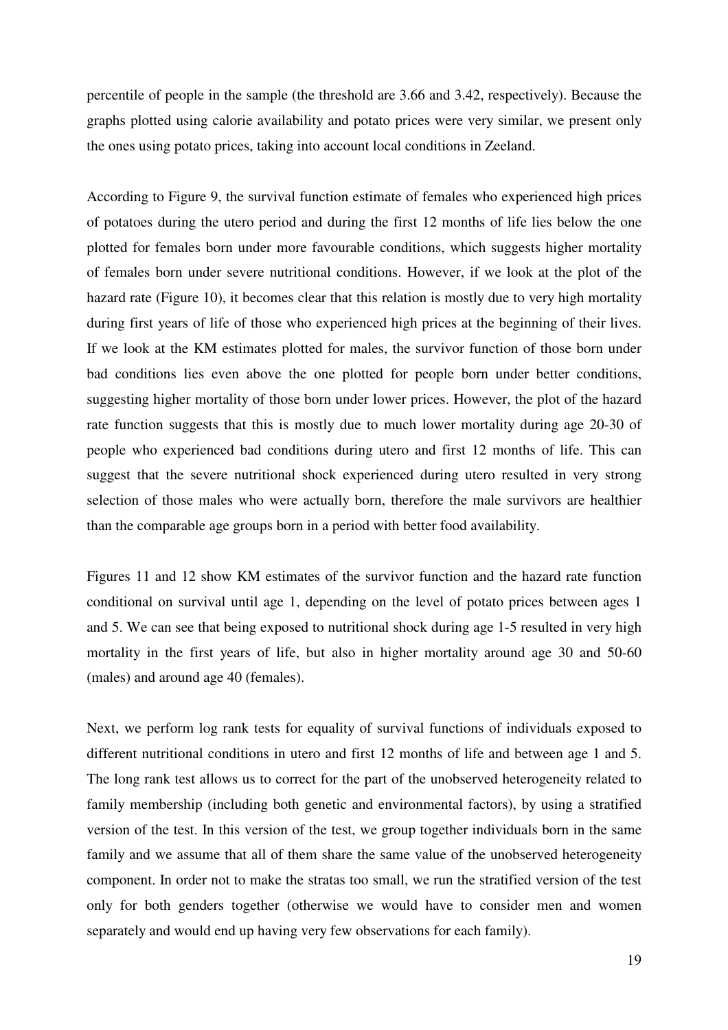percentile of people in the sample (the threshold are 3.66 and 3.42, respectively). Because the graphs plotted using calorie availability and potato prices were very similar, we present only the ones using potato prices, taking into account local conditions in Zeeland.

According to Figure 9, the survival function estimate of females who experienced high prices of potatoes during the utero period and during the first 12 months of life lies below the one plotted for females born under more favourable conditions, which suggests higher mortality of females born under severe nutritional conditions. However, if we look at the plot of the hazard rate (Figure 10), it becomes clear that this relation is mostly due to very high mortality during first years of life of those who experienced high prices at the beginning of their lives. If we look at the KM estimates plotted for males, the survivor function of those born under bad conditions lies even above the one plotted for people born under better conditions, suggesting higher mortality of those born under lower prices. However, the plot of the hazard rate function suggests that this is mostly due to much lower mortality during age 20-30 of people who experienced bad conditions during utero and first 12 months of life. This can suggest that the severe nutritional shock experienced during utero resulted in very strong selection of those males who were actually born, therefore the male survivors are healthier than the comparable age groups born in a period with better food availability.

Figures 11 and 12 show KM estimates of the survivor function and the hazard rate function conditional on survival until age 1, depending on the level of potato prices between ages 1 and 5. We can see that being exposed to nutritional shock during age 1-5 resulted in very high mortality in the first years of life, but also in higher mortality around age 30 and 50-60 (males) and around age 40 (females).

Next, we perform log rank tests for equality of survival functions of individuals exposed to different nutritional conditions in utero and first 12 months of life and between age 1 and 5. The long rank test allows us to correct for the part of the unobserved heterogeneity related to family membership (including both genetic and environmental factors), by using a stratified version of the test. In this version of the test, we group together individuals born in the same family and we assume that all of them share the same value of the unobserved heterogeneity component. In order not to make the stratas too small, we run the stratified version of the test only for both genders together (otherwise we would have to consider men and women separately and would end up having very few observations for each family).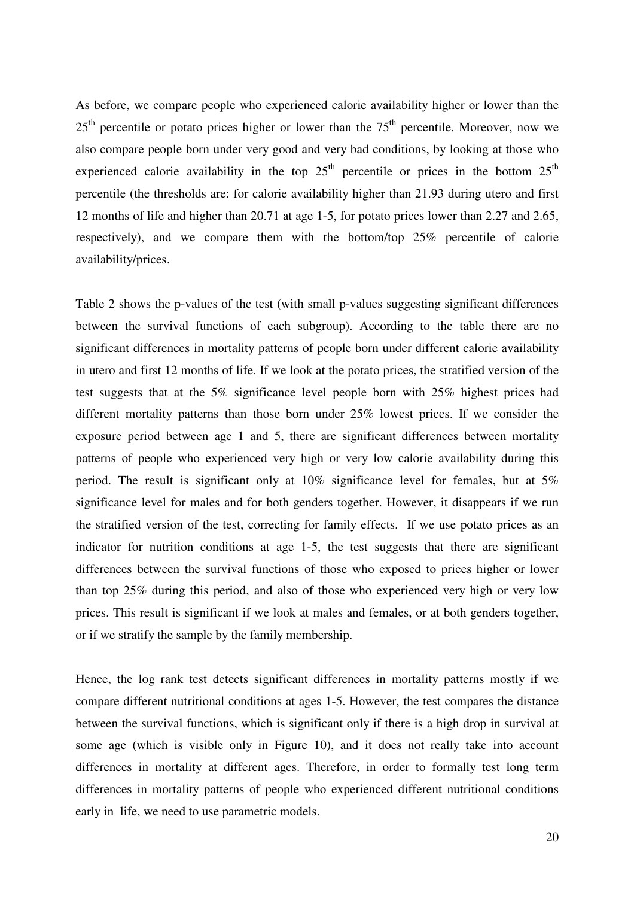As before, we compare people who experienced calorie availability higher or lower than the $25^{th}$ percentile or potato prices higher or lower than the $75^{th}$ percentile. Moreover, now we also compare people born under very good and very bad conditions, by looking at those who experienced calorie availability in the top $25^{th}$ percentile or prices in the bottom $25^{th}$ percentile (the thresholds are: for calorie availability higher than 21.93 during utero and first 12 months of life and higher than 20.71 at age 1-5, for potato prices lower than 2.27 and 2.65, respectively), and we compare them with the bottom/top 25% percentile of calorie availability/prices.

Table 2 shows the p-values of the test (with small p-values suggesting significant differences between the survival functions of each subgroup). According to the table there are no significant differences in mortality patterns of people born under different calorie availability in utero and first 12 months of life. If we look at the potato prices, the stratified version of the test suggests that at the 5% significance level people born with 25% highest prices had different mortality patterns than those born under 25% lowest prices. If we consider the exposure period between age 1 and 5, there are significant differences between mortality patterns of people who experienced very high or very low calorie availability during this period. The result is significant only at 10% significance level for females, but at 5% significance level for males and for both genders together. However, it disappears if we run the stratified version of the test, correcting for family effects. If we use potato prices as an indicator for nutrition conditions at age 1-5, the test suggests that there are significant differences between the survival functions of those who exposed to prices higher or lower than top 25% during this period, and also of those who experienced very high or very low prices. This result is significant if we look at males and females, or at both genders together, or if we stratify the sample by the family membership.

Hence, the log rank test detects significant differences in mortality patterns mostly if we compare different nutritional conditions at ages 1-5. However, the test compares the distance between the survival functions, which is significant only if there is a high drop in survival at some age (which is visible only in Figure 10), and it does not really take into account differences in mortality at different ages. Therefore, in order to formally test long term differences in mortality patterns of people who experienced different nutritional conditions early in life, we need to use parametric models.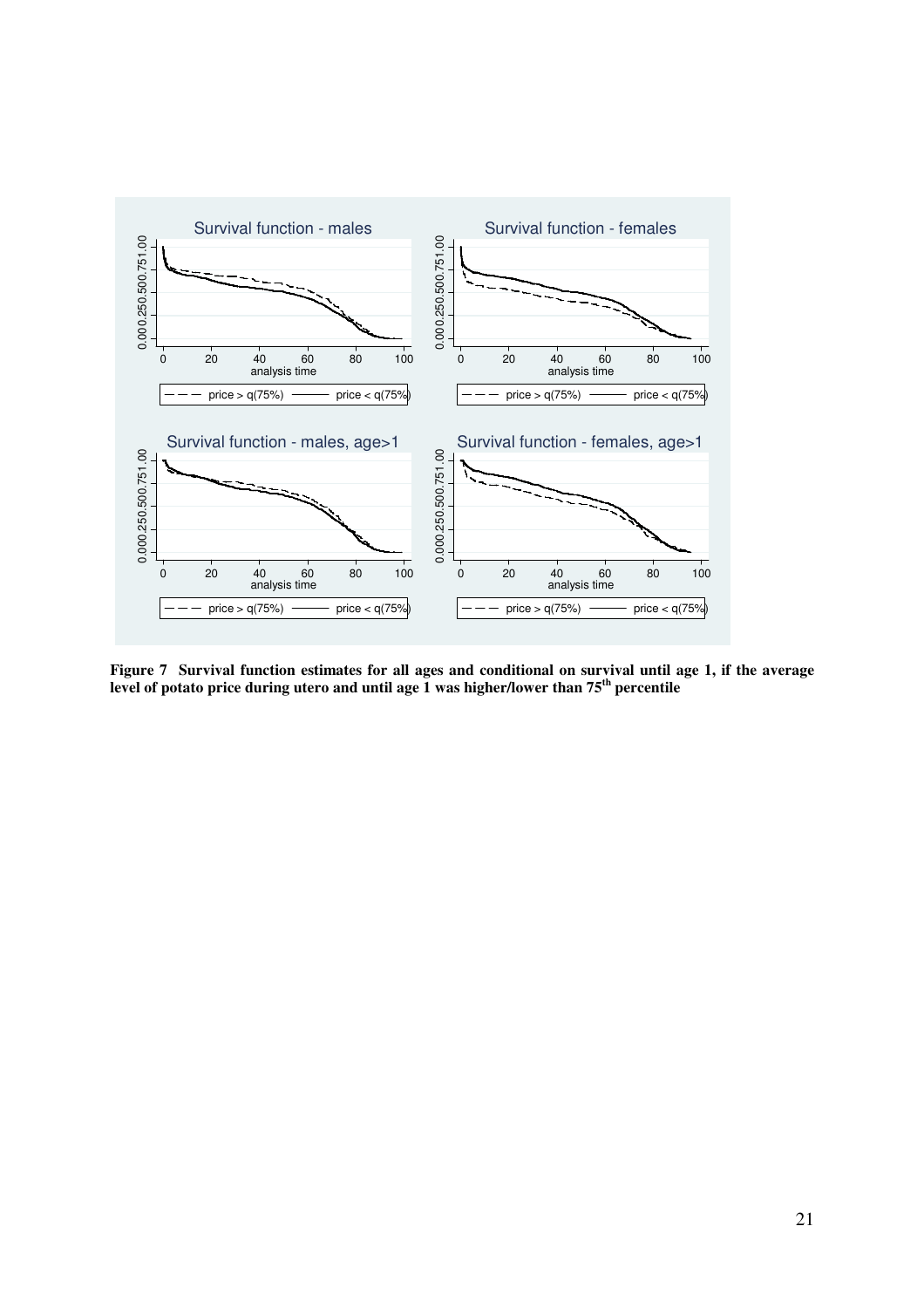**Figure 7 Survival function estimates for all ages and conditional on survival until age 1, if the average level of potato price during utero and until age 1 was higher/lower than 75<sup>th</sup> percentile**

**Figure 7 Survival function estimates for all ages and conditional on survival until age 1, if the average level of potato price during utero and until age 1 was higher/lower than 75th percentile**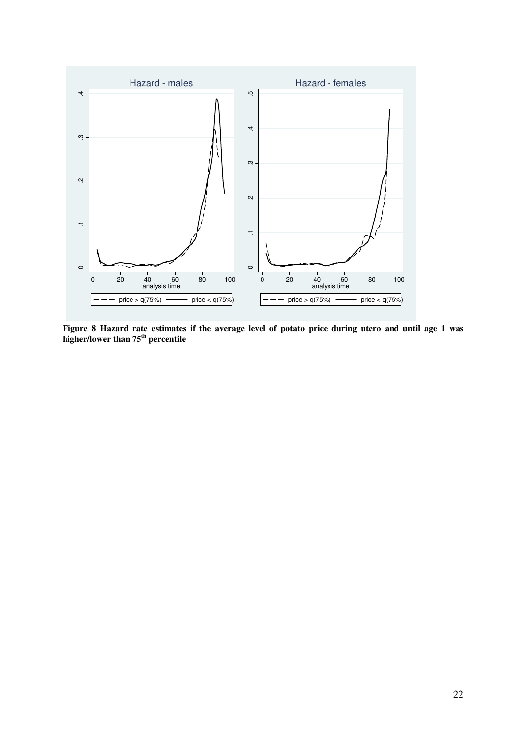**Figure 8 Hazard rate estimates if the average level of potato price during utero and until age 1 was higher/lower than 75[th] percentile**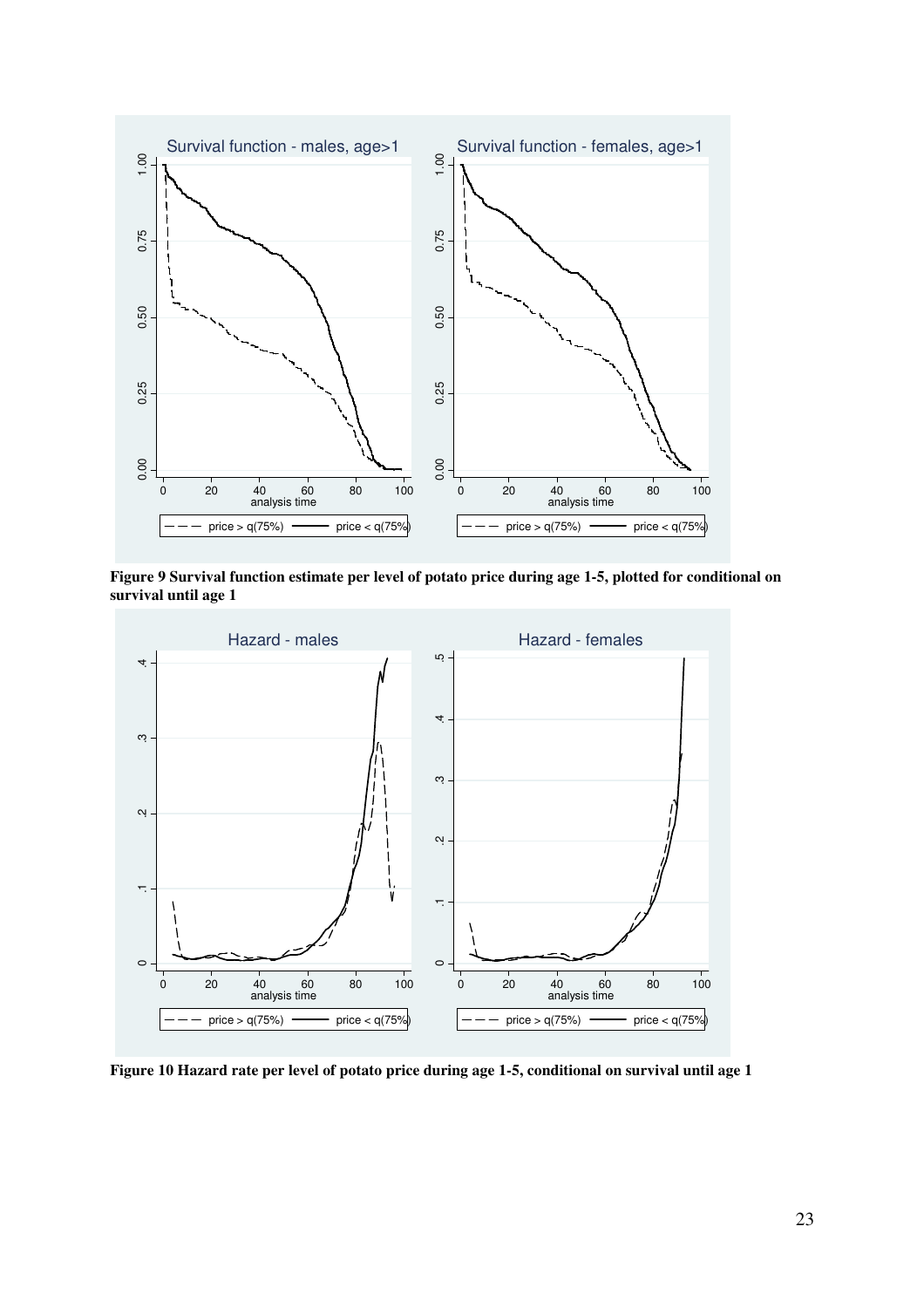**Figure 9 Survival function estimate per level of potato price during age 1-5, plotted for conditional on survival until age 1**

**Figure 10 Hazard rate per level of potato price during age 1-5, conditional on survival until age 1**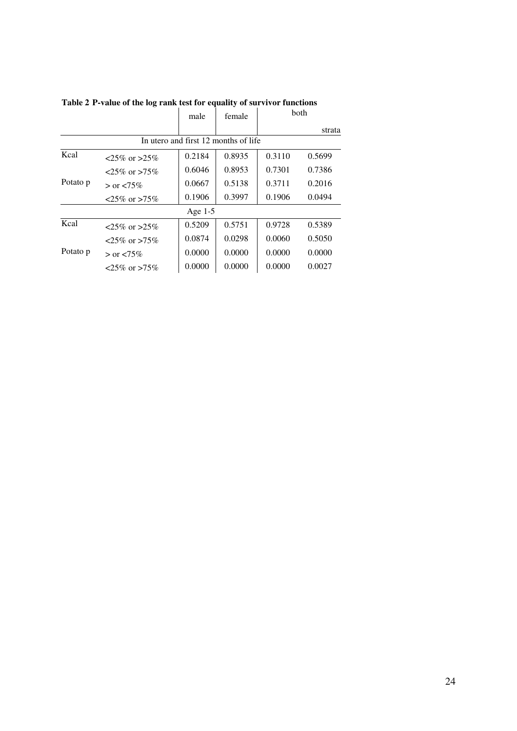**Table 2 P-value of the log rank test for equality of survivor functions**

| | | male | female | both | |
|---|---|---|---|---|---|
| | | | | | strata |
| In utero and first 12 months of life | | | | | |
| Kcal | <25% or >25% | 0.2184 | 0.8935 | 0.3110 | 0.5699 |
| | <25% or >75% | 0.6046 | 0.8953 | 0.7301 | 0.7386 |
| Potato p | > or <75% | 0.0667 | 0.5138 | 0.3711 | 0.2016 |
| | <25% or >75% | 0.1906 | 0.3997 | 0.1906 | 0.0494 |
| Age 1-5 | | | | | |
| Kcal | <25% or >25% | 0.5209 | 0.5751 | 0.9728 | 0.5389 |
| | <25% or >75% | 0.0874 | 0.0298 | 0.0060 | 0.5050 |
| Potato p | > or <75% | 0.0000 | 0.0000 | 0.0000 | 0.0000 |
| | <25% or >75% | 0.0000 | 0.0000 | 0.0000 | 0.0027 |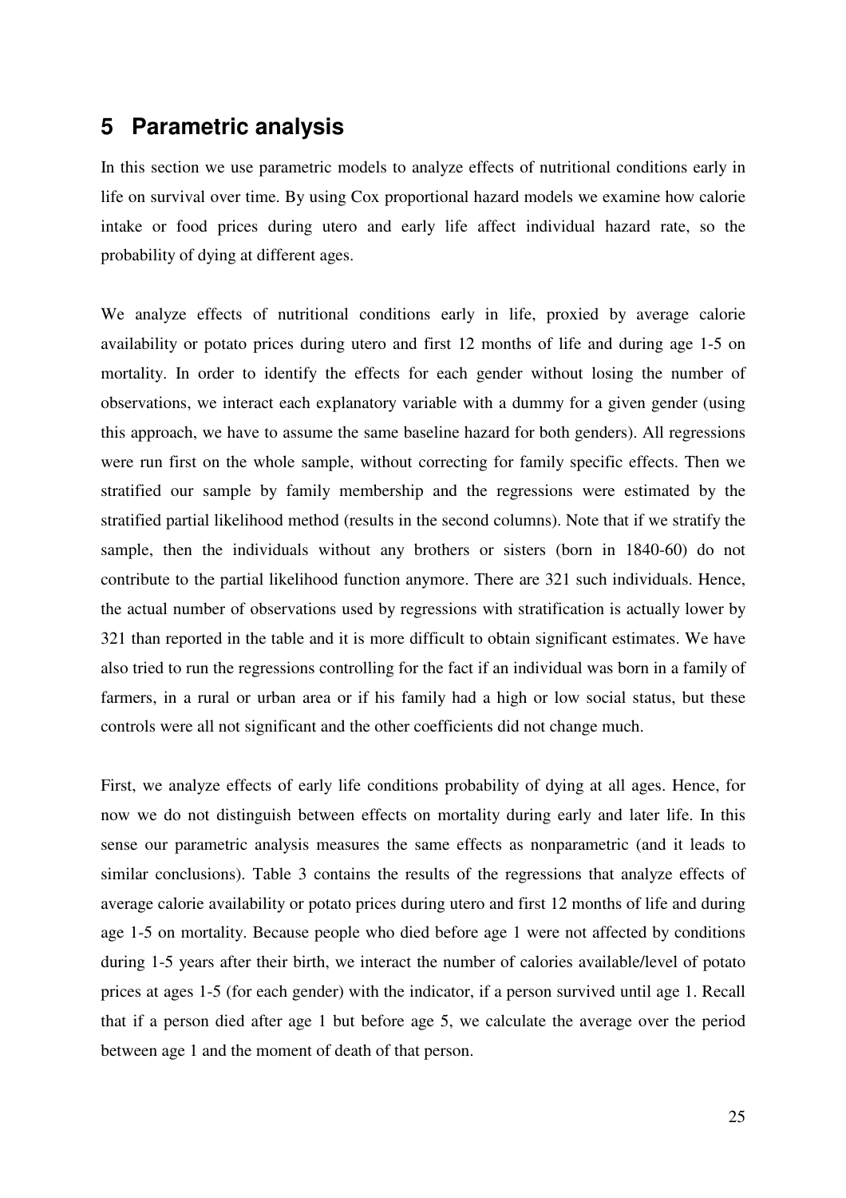## 5 Parametric analysis

In this section we use parametric models to analyze effects of nutritional conditions early in life on survival over time. By using Cox proportional hazard models we examine how calorie intake or food prices during utero and early life affect individual hazard rate, so the probability of dying at different ages.

We analyze effects of nutritional conditions early in life, proxied by average calorie availability or potato prices during utero and first 12 months of life and during age 1-5 on mortality. In order to identify the effects for each gender without losing the number of observations, we interact each explanatory variable with a dummy for a given gender (using this approach, we have to assume the same baseline hazard for both genders). All regressions were run first on the whole sample, without correcting for family specific effects. Then we stratified our sample by family membership and the regressions were estimated by the stratified partial likelihood method (results in the second columns). Note that if we stratify the sample, then the individuals without any brothers or sisters (born in 1840-60) do not contribute to the partial likelihood function anymore. There are 321 such individuals. Hence, the actual number of observations used by regressions with stratification is actually lower by 321 than reported in the table and it is more difficult to obtain significant estimates. We have also tried to run the regressions controlling for the fact if an individual was born in a family of farmers, in a rural or urban area or if his family had a high or low social status, but these controls were all not significant and the other coefficients did not change much.

First, we analyze effects of early life conditions probability of dying at all ages. Hence, for now we do not distinguish between effects on mortality during early and later life. In this sense our parametric analysis measures the same effects as nonparametric (and it leads to similar conclusions). Table 3 contains the results of the regressions that analyze effects of average calorie availability or potato prices during utero and first 12 months of life and during age 1-5 on mortality. Because people who died before age 1 were not affected by conditions during 1-5 years after their birth, we interact the number of calories available/level of potato prices at ages 1-5 (for each gender) with the indicator, if a person survived until age 1. Recall that if a person died after age 1 but before age 5, we calculate the average over the period between age 1 and the moment of death of that person.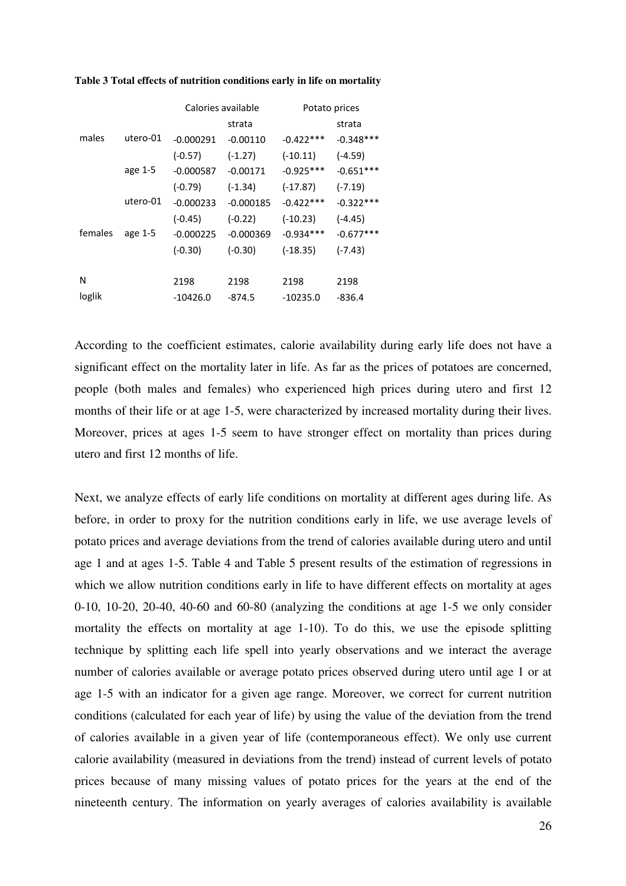**Table 3 Total effects of nutrition conditions early in life on mortality**

| | | Calories available | | Potato prices | |
|---|---|---|---|---|---|
| | | | strata | | strata |
| males | utero-01 | -0.000291 | -0.00110 | -0.422*** | -0.348*** |
| | | (-0.57) | (-1.27) | (-10.11) | (-4.59) |
| | age 1-5 | -0.000587 | -0.00171 | -0.925*** | -0.651*** |
| | | (-0.79) | (-1.34) | (-17.87) | (-7.19) |
| | utero-01 | -0.000233 | -0.000185 | -0.422*** | -0.322*** |
| | | (-0.45) | (-0.22) | (-10.23) | (-4.45) |
| females | age 1-5 | -0.000225 | -0.000369 | -0.934*** | -0.677*** |
| | | (-0.30) | (-0.30) | (-18.35) | (-7.43) |
| | | | | | |
| N | | 2198 | 2198 | 2198 | 2198 |
| loglik | | -10426.0 | -874.5 | -10235.0 | -836.4 |

According to the coefficient estimates, calorie availability during early life does not have a significant effect on the mortality later in life. As far as the prices of potatoes are concerned, people (both males and females) who experienced high prices during utero and first 12 months of their life or at age 1-5, were characterized by increased mortality during their lives. Moreover, prices at ages 1-5 seem to have stronger effect on mortality than prices during utero and first 12 months of life.

Next, we analyze effects of early life conditions on mortality at different ages during life. As before, in order to proxy for the nutrition conditions early in life, we use average levels of potato prices and average deviations from the trend of calories available during utero and until age 1 and at ages 1-5. Table 4 and Table 5 present results of the estimation of regressions in which we allow nutrition conditions early in life to have different effects on mortality at ages 0-10, 10-20, 20-40, 40-60 and 60-80 (analyzing the conditions at age 1-5 we only consider mortality the effects on mortality at age 1-10). To do this, we use the episode splitting technique by splitting each life spell into yearly observations and we interact the average number of calories available or average potato prices observed during utero until age 1 or at age 1-5 with an indicator for a given age range. Moreover, we correct for current nutrition conditions (calculated for each year of life) by using the value of the deviation from the trend of calories available in a given year of life (contemporaneous effect). We only use current calorie availability (measured in deviations from the trend) instead of current levels of potato prices because of many missing values of potato prices for the years at the end of the nineteenth century. The information on yearly averages of calories availability is available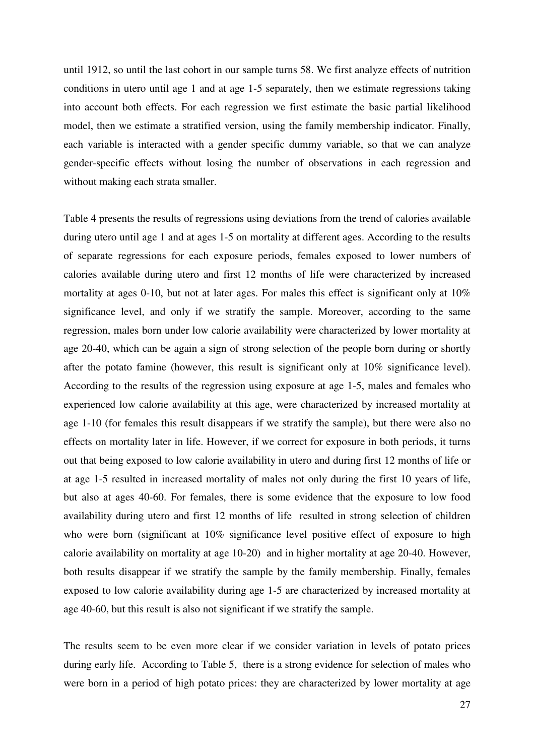until 1912, so until the last cohort in our sample turns 58. We first analyze effects of nutrition conditions in utero until age 1 and at age 1-5 separately, then we estimate regressions taking into account both effects. For each regression we first estimate the basic partial likelihood model, then we estimate a stratified version, using the family membership indicator. Finally, each variable is interacted with a gender specific dummy variable, so that we can analyze gender-specific effects without losing the number of observations in each regression and without making each strata smaller.

Table 4 presents the results of regressions using deviations from the trend of calories available during utero until age 1 and at ages 1-5 on mortality at different ages. According to the results of separate regressions for each exposure periods, females exposed to lower numbers of calories available during utero and first 12 months of life were characterized by increased mortality at ages 0-10, but not at later ages. For males this effect is significant only at 10% significance level, and only if we stratify the sample. Moreover, according to the same regression, males born under low calorie availability were characterized by lower mortality at age 20-40, which can be again a sign of strong selection of the people born during or shortly after the potato famine (however, this result is significant only at 10% significance level). According to the results of the regression using exposure at age 1-5, males and females who experienced low calorie availability at this age, were characterized by increased mortality at age 1-10 (for females this result disappears if we stratify the sample), but there were also no effects on mortality later in life. However, if we correct for exposure in both periods, it turns out that being exposed to low calorie availability in utero and during first 12 months of life or at age 1-5 resulted in increased mortality of males not only during the first 10 years of life, but also at ages 40-60. For females, there is some evidence that the exposure to low food availability during utero and first 12 months of life resulted in strong selection of children who were born (significant at 10% significance level positive effect of exposure to high calorie availability on mortality at age 10-20) and in higher mortality at age 20-40. However, both results disappear if we stratify the sample by the family membership. Finally, females exposed to low calorie availability during age 1-5 are characterized by increased mortality at age 40-60, but this result is also not significant if we stratify the sample.

The results seem to be even more clear if we consider variation in levels of potato prices during early life. According to Table 5, there is a strong evidence for selection of males who were born in a period of high potato prices: they are characterized by lower mortality at age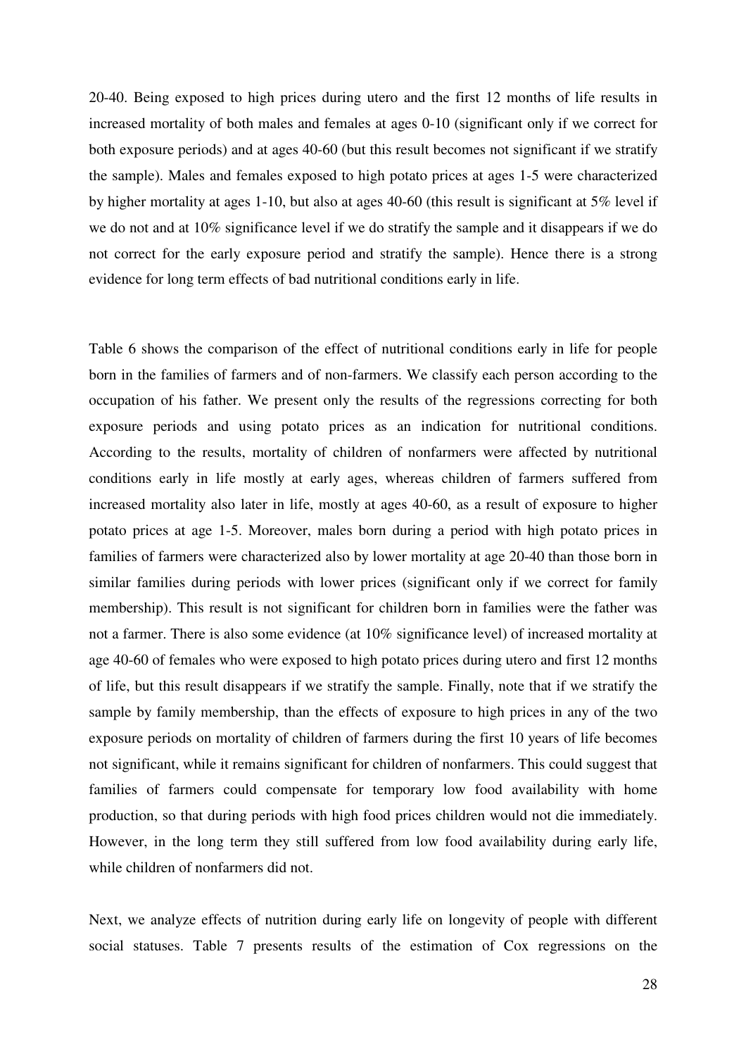20-40. Being exposed to high prices during utero and the first 12 months of life results in increased mortality of both males and females at ages 0-10 (significant only if we correct for both exposure periods) and at ages 40-60 (but this result becomes not significant if we stratify the sample). Males and females exposed to high potato prices at ages 1-5 were characterized by higher mortality at ages 1-10, but also at ages 40-60 (this result is significant at 5% level if we do not and at 10% significance level if we do stratify the sample and it disappears if we do not correct for the early exposure period and stratify the sample). Hence there is a strong evidence for long term effects of bad nutritional conditions early in life.

Table 6 shows the comparison of the effect of nutritional conditions early in life for people born in the families of farmers and of non-farmers. We classify each person according to the occupation of his father. We present only the results of the regressions correcting for both exposure periods and using potato prices as an indication for nutritional conditions. According to the results, mortality of children of nonfarmers were affected by nutritional conditions early in life mostly at early ages, whereas children of farmers suffered from increased mortality also later in life, mostly at ages 40-60, as a result of exposure to higher potato prices at age 1-5. Moreover, males born during a period with high potato prices in families of farmers were characterized also by lower mortality at age 20-40 than those born in similar families during periods with lower prices (significant only if we correct for family membership). This result is not significant for children born in families were the father was not a farmer. There is also some evidence (at 10% significance level) of increased mortality at age 40-60 of females who were exposed to high potato prices during utero and first 12 months of life, but this result disappears if we stratify the sample. Finally, note that if we stratify the sample by family membership, than the effects of exposure to high prices in any of the two exposure periods on mortality of children of farmers during the first 10 years of life becomes not significant, while it remains significant for children of nonfarmers. This could suggest that families of farmers could compensate for temporary low food availability with home production, so that during periods with high food prices children would not die immediately. However, in the long term they still suffered from low food availability during early life, while children of nonfarmers did not.

Next, we analyze effects of nutrition during early life on longevity of people with different social statuses. Table 7 presents results of the estimation of Cox regressions on the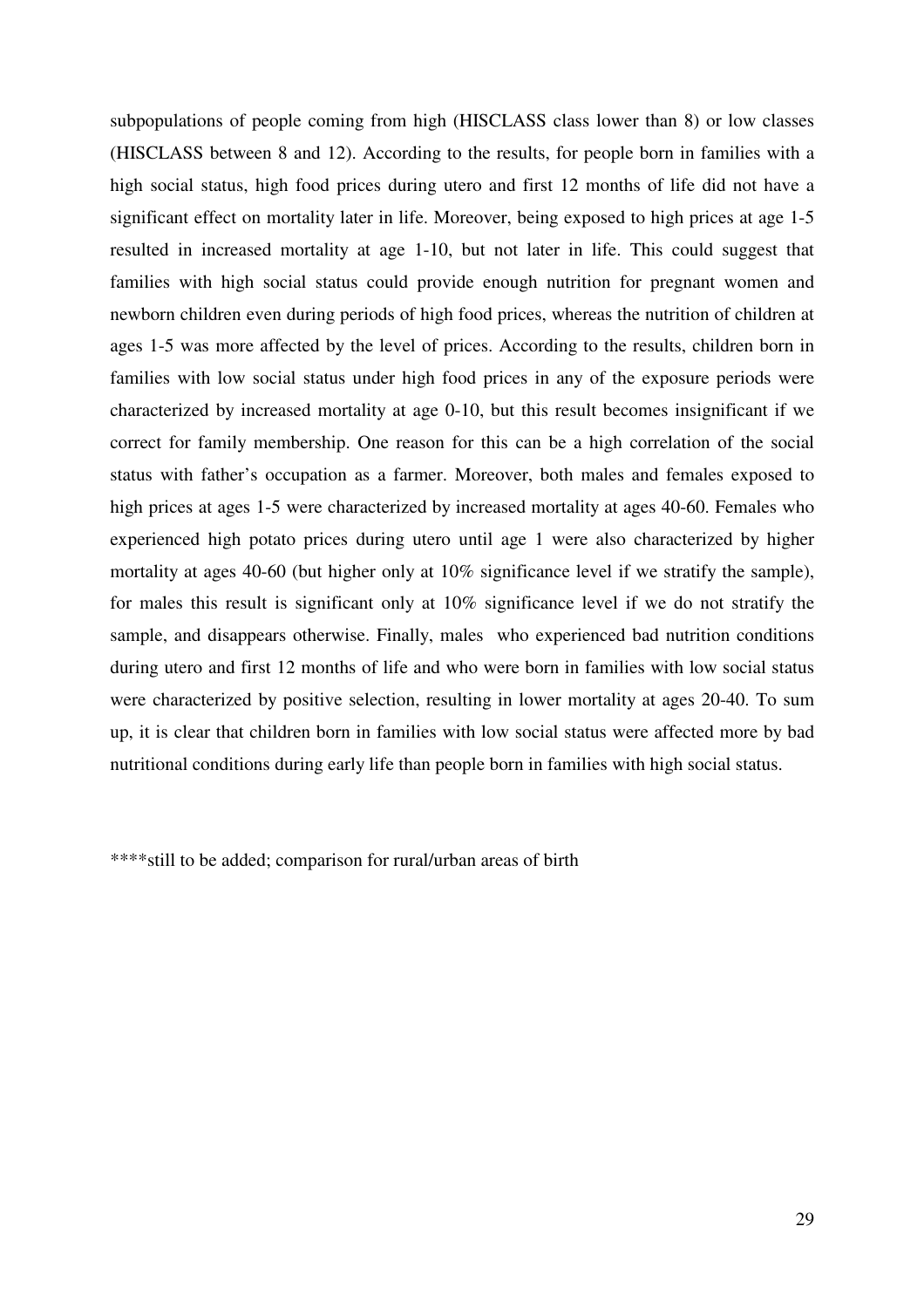subpopulations of people coming from high (HISCLASS class lower than 8) or low classes (HISCLASS between 8 and 12). According to the results, for people born in families with a high social status, high food prices during utero and first 12 months of life did not have a significant effect on mortality later in life. Moreover, being exposed to high prices at age 1-5 resulted in increased mortality at age 1-10, but not later in life. This could suggest that families with high social status could provide enough nutrition for pregnant women and newborn children even during periods of high food prices, whereas the nutrition of children at ages 1-5 was more affected by the level of prices. According to the results, children born in families with low social status under high food prices in any of the exposure periods were characterized by increased mortality at age 0-10, but this result becomes insignificant if we correct for family membership. One reason for this can be a high correlation of the social status with father's occupation as a farmer. Moreover, both males and females exposed to high prices at ages 1-5 were characterized by increased mortality at ages 40-60. Females who experienced high potato prices during utero until age 1 were also characterized by higher mortality at ages 40-60 (but higher only at 10% significance level if we stratify the sample), for males this result is significant only at 10% significance level if we do not stratify the sample, and disappears otherwise. Finally, males who experienced bad nutrition conditions during utero and first 12 months of life and who were born in families with low social status were characterized by positive selection, resulting in lower mortality at ages 20-40. To sum up, it is clear that children born in families with low social status were affected more by bad nutritional conditions during early life than people born in families with high social status.

****still to be added; comparison for rural/urban areas of birth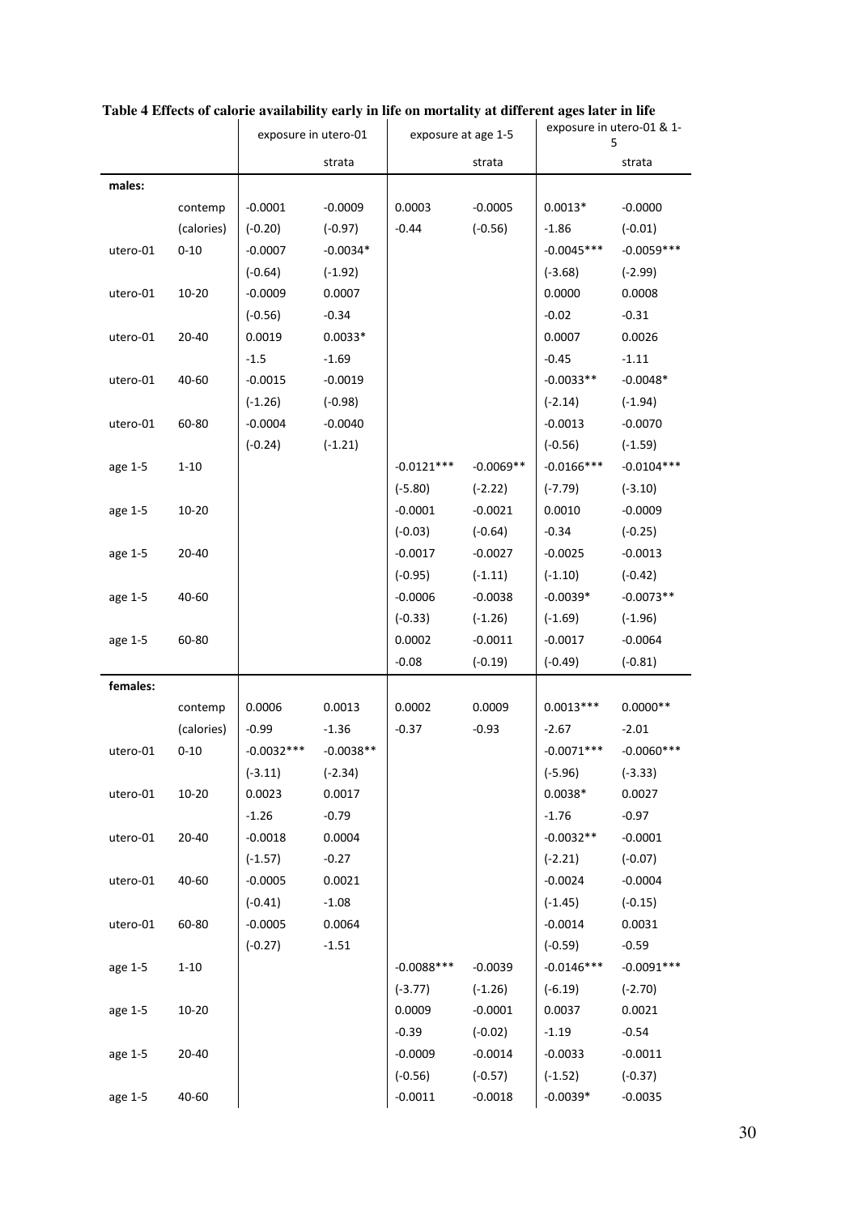**Table 4 Effects of calorie availability early in life on mortality at different ages later in life**

| | | exposure in utero-01 | | exposure at age 1-5 | | exposure in utero-01 & 1-5 | |
|---|---|---|---|---|---|---|---|
| | | | strata | | strata | | strata |
| **males:** | | | | | | | |
| | contemp | -0.0001 | -0.0009 | 0.0003 | -0.0005 | 0.0013* | -0.0000 |
| | (calories) | (-0.20) | (-0.97) | -0.44 | (-0.56) | -1.86 | (-0.01) |
| utero-01 | 0-10 | -0.0007 | -0.0034* | | | -0.0045*** | -0.0059*** |
| | | (-0.64) | (-1.92) | | | (-3.68) | (-2.99) |
| utero-01 | 10-20 | -0.0009 | 0.0007 | | | 0.0000 | 0.0008 |
| | | (-0.56) | -0.34 | | | -0.02 | -0.31 |
| utero-01 | 20-40 | 0.0019 | 0.0033* | | | 0.0007 | 0.0026 |
| | | -1.5 | -1.69 | | | -0.45 | -1.11 |
| utero-01 | 40-60 | -0.0015 | -0.0019 | | | -0.0033** | -0.0048* |
| | | (-1.26) | (-0.98) | | | (-2.14) | (-1.94) |
| utero-01 | 60-80 | -0.0004 | -0.0040 | | | -0.0013 | -0.0070 |
| | | (-0.24) | (-1.21) | | | (-0.56) | (-1.59) |
| age 1-5 | 1-10 | | | -0.0121*** | -0.0069** | -0.0166*** | -0.0104*** |
| | | | | (-5.80) | (-2.22) | (-7.79) | (-3.10) |
| age 1-5 | 10-20 | | | -0.0001 | -0.0021 | 0.0010 | -0.0009 |
| | | | | (-0.03) | (-0.64) | -0.34 | (-0.25) |
| age 1-5 | 20-40 | | | -0.0017 | -0.0027 | -0.0025 | -0.0013 |
| | | | | (-0.95) | (-1.11) | (-1.10) | (-0.42) |
| age 1-5 | 40-60 | | | -0.0006 | -0.0038 | -0.0039* | -0.0073** |
| | | | | (-0.33) | (-1.26) | (-1.69) | (-1.96) |
| age 1-5 | 60-80 | | | 0.0002 | -0.0011 | -0.0017 | -0.0064 |
| | | | | -0.08 | (-0.19) | (-0.49) | (-0.81) |
| **females:** | | | | | | | |
| | contemp | 0.0006 | 0.0013 | 0.0002 | 0.0009 | 0.0013*** | 0.0000** |
| | (calories) | -0.99 | -1.36 | -0.37 | -0.93 | -2.67 | -2.01 |
| utero-01 | 0-10 | -0.0032*** | -0.0038** | | | -0.0071*** | -0.0060*** |
| | | (-3.11) | (-2.34) | | | (-5.96) | (-3.33) |
| utero-01 | 10-20 | 0.0023 | 0.0017 | | | 0.0038* | 0.0027 |
| | | -1.26 | -0.79 | | | -1.76 | -0.97 |
| utero-01 | 20-40 | -0.0018 | 0.0004 | | | -0.0032** | -0.0001 |
| | | (-1.57) | -0.27 | | | (-2.21) | (-0.07) |
| utero-01 | 40-60 | -0.0005 | 0.0021 | | | -0.0024 | -0.0004 |
| | | (-0.41) | -1.08 | | | (-1.45) | (-0.15) |
| utero-01 | 60-80 | -0.0005 | 0.0064 | | | -0.0014 | 0.0031 |
| | | (-0.27) | -1.51 | | | (-0.59) | -0.59 |
| age 1-5 | 1-10 | | | -0.0088*** | -0.0039 | -0.0146*** | -0.0091*** |
| | | | | (-3.77) | (-1.26) | (-6.19) | (-2.70) |
| age 1-5 | 10-20 | | | 0.0009 | -0.0001 | 0.0037 | 0.0021 |
| | | | | -0.39 | (-0.02) | -1.19 | -0.54 |
| age 1-5 | 20-40 | | | -0.0009 | -0.0014 | -0.0033 | -0.0011 |
| | | | | (-0.56) | (-0.57) | (-1.52) | (-0.37) |
| age 1-5 | 40-60 | | | -0.0011 | -0.0018 | -0.0039* | -0.0035 |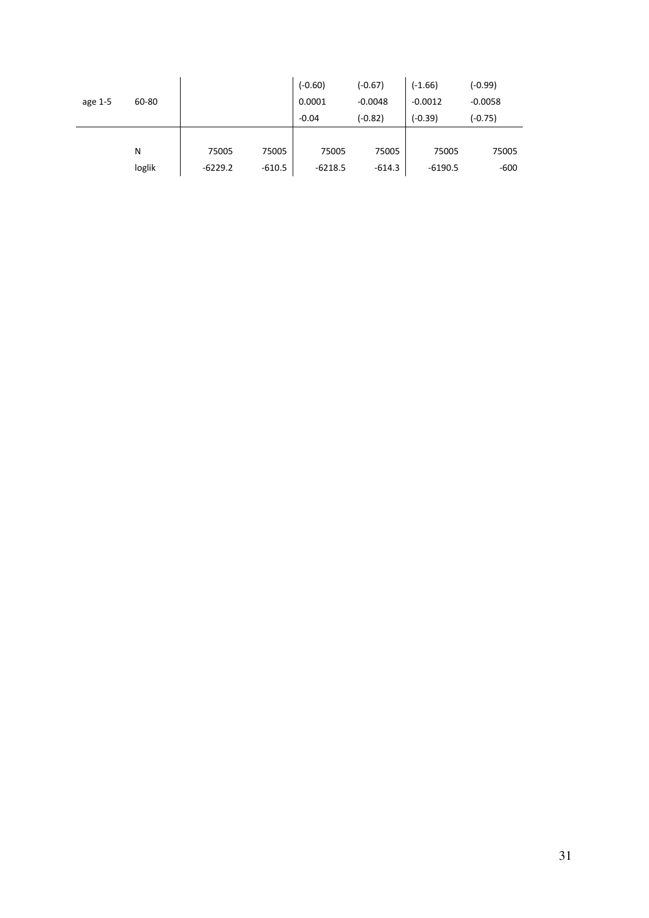| | | | | | | | |
|---|---|---|---|---|---|---|---|
| | | | | (-0.60) | (-0.67) | (-1.66) | (-0.99) |
| age 1-5 | 60-80 | | | 0.0001 | -0.0048 | -0.0012 | -0.0058 |
| | | | | -0.04 | (-0.82) | (-0.39) | (-0.75) |
| | N | 75005 | 75005 | 75005 | 75005 | 75005 | 75005 |
| | loglik | -6229.2 | -610.5 | -6218.5 | -614.3 | -6190.5 | -600 |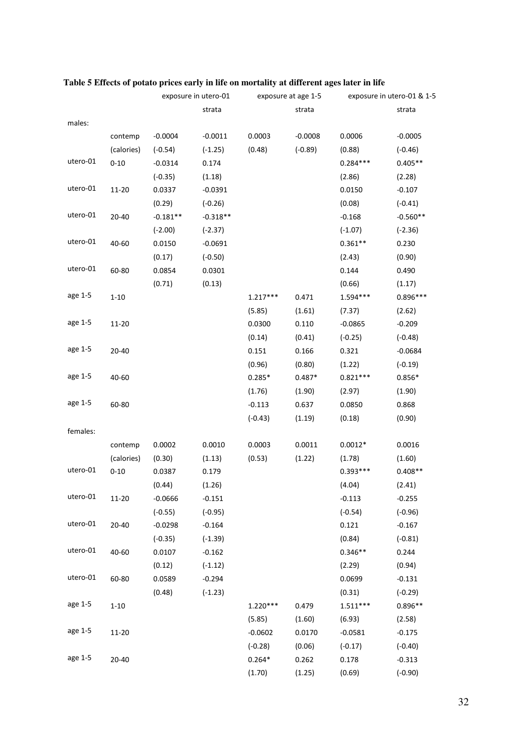**Table 5 Effects of potato prices early in life on mortality at different ages later in life**

| | | exposure in utero-01 | | exposure at age 1-5 | | exposure in utero-01 & 1-5 | |
|---|---|---|---|---|---|---|---|
| | | | strata | | strata | | strata |
| males: | | | | | | | |
| | contemp | -0.0004 | -0.0011 | 0.0003 | -0.0008 | 0.0006 | -0.0005 |
| | (calories) | (-0.54) | (-1.25) | (0.48) | (-0.89) | (0.88) | (-0.46) |
| utero-01 | 0-10 | -0.0314 | 0.174 | | | 0.284*** | 0.405** |
| | | (-0.35) | (1.18) | | | (2.86) | (2.28) |
| utero-01 | 11-20 | 0.0337 | -0.0391 | | | 0.0150 | -0.107 |
| | | (0.29) | (-0.26) | | | (0.08) | (-0.41) |
| utero-01 | 20-40 | -0.181** | -0.318** | | | -0.168 | -0.560** |
| | | (-2.00) | (-2.37) | | | (-1.07) | (-2.36) |
| utero-01 | 40-60 | 0.0150 | -0.0691 | | | 0.361** | 0.230 |
| | | (0.17) | (-0.50) | | | (2.43) | (0.90) |
| utero-01 | 60-80 | 0.0854 | 0.0301 | | | 0.144 | 0.490 |
| | | (0.71) | (0.13) | | | (0.66) | (1.17) |
| age 1-5 | 1-10 | | | 1.217*** | 0.471 | 1.594*** | 0.896*** |
| | | | | (5.85) | (1.61) | (7.37) | (2.62) |
| age 1-5 | 11-20 | | | 0.0300 | 0.110 | -0.0865 | -0.209 |
| | | | | (0.14) | (0.41) | (-0.25) | (-0.48) |
| age 1-5 | 20-40 | | | 0.151 | 0.166 | 0.321 | -0.0684 |
| | | | | (0.96) | (0.80) | (1.22) | (-0.19) |
| age 1-5 | 40-60 | | | 0.285* | 0.487* | 0.821*** | 0.856* |
| | | | | (1.76) | (1.90) | (2.97) | (1.90) |
| age 1-5 | 60-80 | | | -0.113 | 0.637 | 0.0850 | 0.868 |
| | | | | (-0.43) | (1.19) | (0.18) | (0.90) |
| females: | | | | | | | |
| | contemp | 0.0002 | 0.0010 | 0.0003 | 0.0011 | 0.0012* | 0.0016 |
| | (calories) | (0.30) | (1.13) | (0.53) | (1.22) | (1.78) | (1.60) |
| utero-01 | 0-10 | 0.0387 | 0.179 | | | 0.393*** | 0.408** |
| | | (0.44) | (1.26) | | | (4.04) | (2.41) |
| utero-01 | 11-20 | -0.0666 | -0.151 | | | -0.113 | -0.255 |
| | | (-0.55) | (-0.95) | | | (-0.54) | (-0.96) |
| utero-01 | 20-40 | -0.0298 | -0.164 | | | 0.121 | -0.167 |
| | | (-0.35) | (-1.39) | | | (0.84) | (-0.81) |
| utero-01 | 40-60 | 0.0107 | -0.162 | | | 0.346** | 0.244 |
| | | (0.12) | (-1.12) | | | (2.29) | (0.94) |
| utero-01 | 60-80 | 0.0589 | -0.294 | | | 0.0699 | -0.131 |
| | | (0.48) | (-1.23) | | | (0.31) | (-0.29) |
| age 1-5 | 1-10 | | | 1.220*** | 0.479 | 1.511*** | 0.896** |
| | | | | (5.85) | (1.60) | (6.93) | (2.58) |
| age 1-5 | 11-20 | | | -0.0602 | 0.0170 | -0.0581 | -0.175 |
| | | | | (-0.28) | (0.06) | (-0.17) | (-0.40) |
| age 1-5 | 20-40 | | | 0.264* | 0.262 | 0.178 | -0.313 |
| | | | | (1.70) | (1.25) | (0.69) | (-0.90) |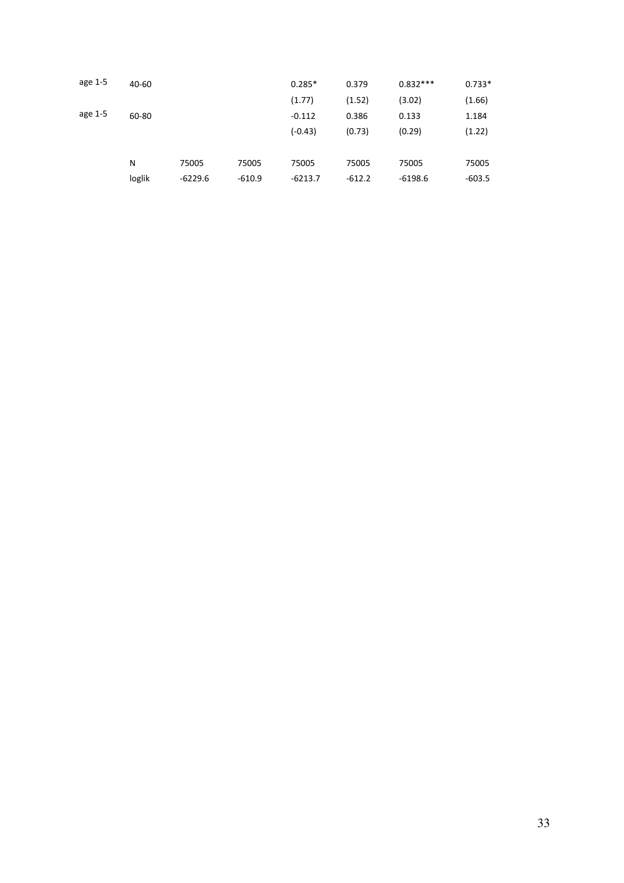| | | | | | | | |
|---|---|---|---|---|---|---|---|
| age 1-5 | 40-60 | | | 0.285* | 0.379 | 0.832*** | 0.733* |
| | | | | (1.77) | (1.52) | (3.02) | (1.66) |
| age 1-5 | 60-80 | | | -0.112 | 0.386 | 0.133 | 1.184 |
| | | | | (-0.43) | (0.73) | (0.29) | (1.22) |
| | | | | | | | |
| | N | 75005 | 75005 | 75005 | 75005 | 75005 | 75005 |
| | loglik | -6229.6 | -610.9 | -6213.7 | -612.2 | -6198.6 | -603.5 |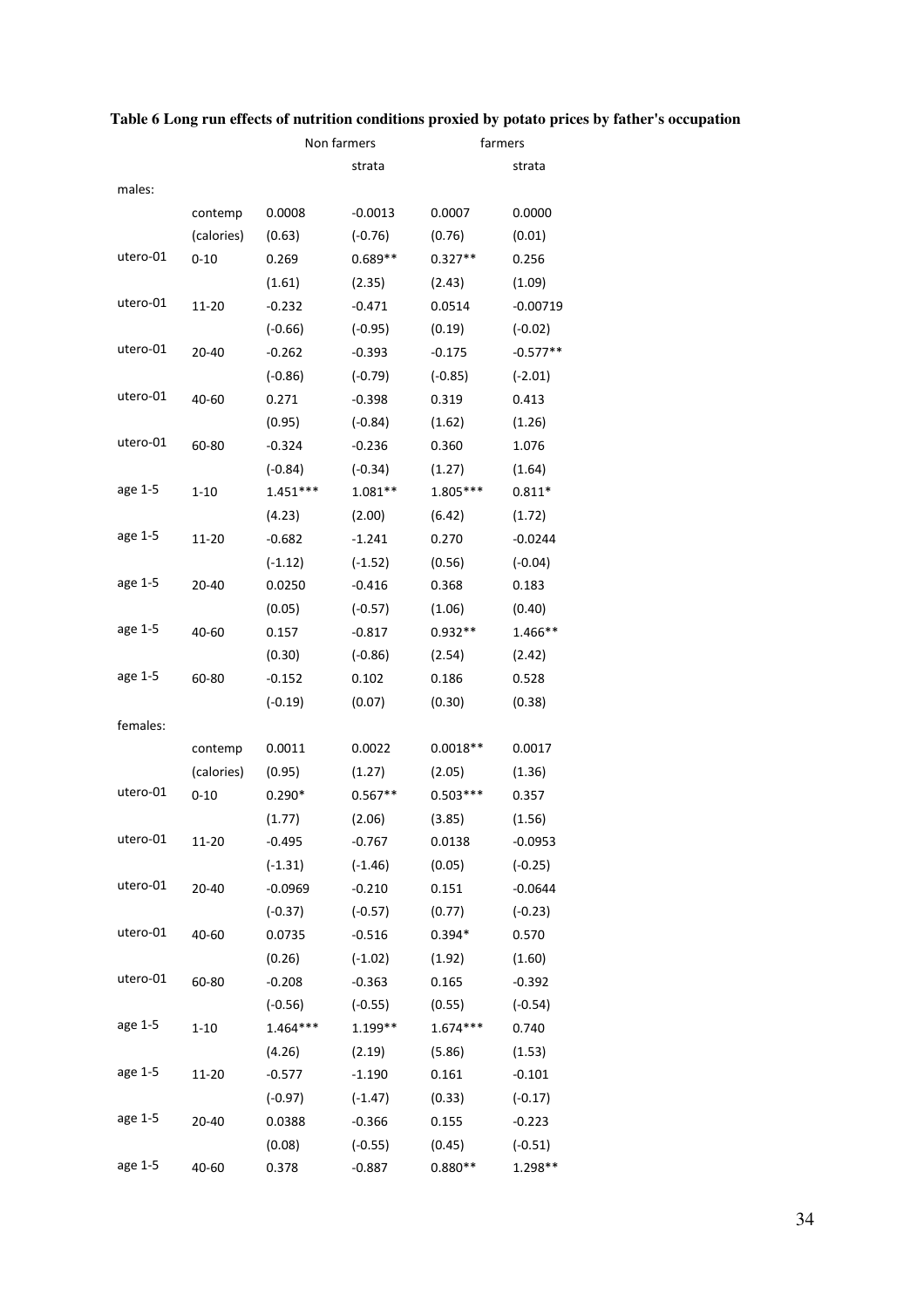**Table 6 Long run effects of nutrition conditions proxied by potato prices by father's occupation**

| | | Non farmers | | farmers | |
|---|---|---|---|---|---|
| | | | strata | | strata |
| males: | | | | | |
| | contemp | 0.0008 | -0.0013 | 0.0007 | 0.0000 |
| | (calories) | (0.63) | (-0.76) | (0.76) | (0.01) |
| utero-01 | 0-10 | 0.269 | 0.689** | 0.327** | 0.256 |
| | | (1.61) | (2.35) | (2.43) | (1.09) |
| utero-01 | 11-20 | -0.232 | -0.471 | 0.0514 | -0.00719 |
| | | (-0.66) | (-0.95) | (0.19) | (-0.02) |
| utero-01 | 20-40 | -0.262 | -0.393 | -0.175 | -0.577** |
| | | (-0.86) | (-0.79) | (-0.85) | (-2.01) |
| utero-01 | 40-60 | 0.271 | -0.398 | 0.319 | 0.413 |
| | | (0.95) | (-0.84) | (1.62) | (1.26) |
| utero-01 | 60-80 | -0.324 | -0.236 | 0.360 | 1.076 |
| | | (-0.84) | (-0.34) | (1.27) | (1.64) |
| age 1-5 | 1-10 | 1.451*** | 1.081** | 1.805*** | 0.811* |
| | | (4.23) | (2.00) | (6.42) | (1.72) |
| age 1-5 | 11-20 | -0.682 | -1.241 | 0.270 | -0.0244 |
| | | (-1.12) | (-1.52) | (0.56) | (-0.04) |
| age 1-5 | 20-40 | 0.0250 | -0.416 | 0.368 | 0.183 |
| | | (0.05) | (-0.57) | (1.06) | (0.40) |
| age 1-5 | 40-60 | 0.157 | -0.817 | 0.932** | 1.466** |
| | | (0.30) | (-0.86) | (2.54) | (2.42) |
| age 1-5 | 60-80 | -0.152 | 0.102 | 0.186 | 0.528 |
| | | (-0.19) | (0.07) | (0.30) | (0.38) |
| females: | | | | | |
| | contemp | 0.0011 | 0.0022 | 0.0018** | 0.0017 |
| | (calories) | (0.95) | (1.27) | (2.05) | (1.36) |
| utero-01 | 0-10 | 0.290* | 0.567** | 0.503*** | 0.357 |
| | | (1.77) | (2.06) | (3.85) | (1.56) |
| utero-01 | 11-20 | -0.495 | -0.767 | 0.0138 | -0.0953 |
| | | (-1.31) | (-1.46) | (0.05) | (-0.25) |
| utero-01 | 20-40 | -0.0969 | -0.210 | 0.151 | -0.0644 |
| | | (-0.37) | (-0.57) | (0.77) | (-0.23) |
| utero-01 | 40-60 | 0.0735 | -0.516 | 0.394* | 0.570 |
| | | (0.26) | (-1.02) | (1.92) | (1.60) |
| utero-01 | 60-80 | -0.208 | -0.363 | 0.165 | -0.392 |
| | | (-0.56) | (-0.55) | (0.55) | (-0.54) |
| age 1-5 | 1-10 | 1.464*** | 1.199** | 1.674*** | 0.740 |
| | | (4.26) | (2.19) | (5.86) | (1.53) |
| age 1-5 | 11-20 | -0.577 | -1.190 | 0.161 | -0.101 |
| | | (-0.97) | (-1.47) | (0.33) | (-0.17) |
| age 1-5 | 20-40 | 0.0388 | -0.366 | 0.155 | -0.223 |
| | | (0.08) | (-0.55) | (0.45) | (-0.51) |
| age 1-5 | 40-60 | 0.378 | -0.887 | 0.880** | 1.298** |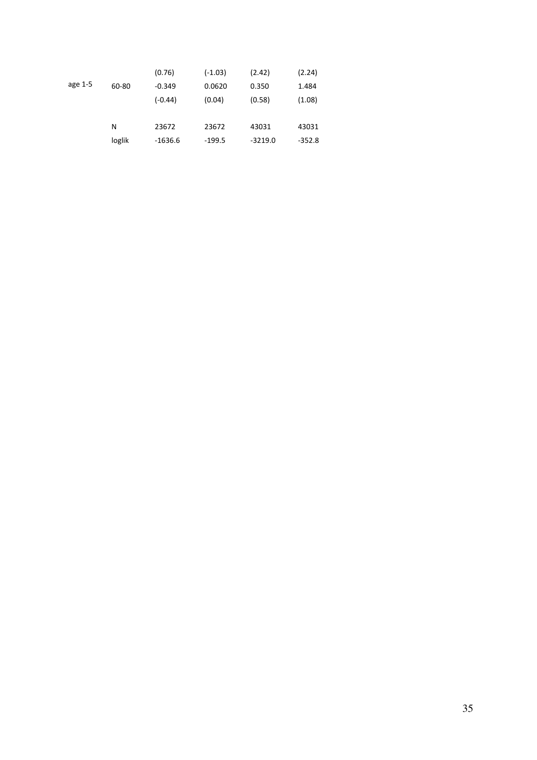|  |  |  |  |  |  |
|---|---|---|---|---|---|
|  |  | (0.76) | (-1.03) | (2.42) | (2.24) |
| age 1-5 | 60-80 | -0.349 | 0.0620 | 0.350 | 1.484 |
|  |  | (-0.44) | (0.04) | (0.58) | (1.08) |
|  |  |  |  |  |  |
|  | N | 23672 | 23672 | 43031 | 43031 |
|  | loglik | -1636.6 | -199.5 | -3219.0 | -352.8 |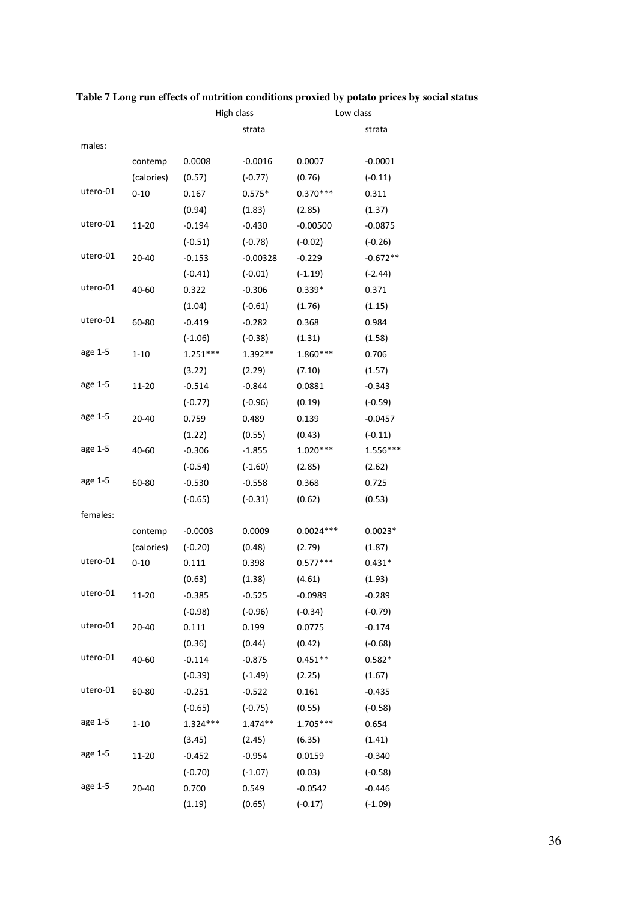**Table 7 Long run effects of nutrition conditions proxied by potato prices by social status**

| | | High class | | Low class | |
|---|---|---|---|---|---|
| | | | strata | | strata |
| males: | | | | | |
| | contemp | 0.0008 | -0.0016 | 0.0007 | -0.0001 |
| | (calories) | (0.57) | (-0.77) | (0.76) | (-0.11) |
| utero-01 | 0-10 | 0.167 | 0.575* | 0.370*** | 0.311 |
| | | (0.94) | (1.83) | (2.85) | (1.37) |
| utero-01 | 11-20 | -0.194 | -0.430 | -0.00500 | -0.0875 |
| | | (-0.51) | (-0.78) | (-0.02) | (-0.26) |
| utero-01 | 20-40 | -0.153 | -0.00328 | -0.229 | -0.672** |
| | | (-0.41) | (-0.01) | (-1.19) | (-2.44) |
| utero-01 | 40-60 | 0.322 | -0.306 | 0.339* | 0.371 |
| | | (1.04) | (-0.61) | (1.76) | (1.15) |
| utero-01 | 60-80 | -0.419 | -0.282 | 0.368 | 0.984 |
| | | (-1.06) | (-0.38) | (1.31) | (1.58) |
| age 1-5 | 1-10 | 1.251*** | 1.392** | 1.860*** | 0.706 |
| | | (3.22) | (2.29) | (7.10) | (1.57) |
| age 1-5 | 11-20 | -0.514 | -0.844 | 0.0881 | -0.343 |
| | | (-0.77) | (-0.96) | (0.19) | (-0.59) |
| age 1-5 | 20-40 | 0.759 | 0.489 | 0.139 | -0.0457 |
| | | (1.22) | (0.55) | (0.43) | (-0.11) |
| age 1-5 | 40-60 | -0.306 | -1.855 | 1.020*** | 1.556*** |
| | | (-0.54) | (-1.60) | (2.85) | (2.62) |
| age 1-5 | 60-80 | -0.530 | -0.558 | 0.368 | 0.725 |
| | | (-0.65) | (-0.31) | (0.62) | (0.53) |
| females: | | | | | |
| | contemp | -0.0003 | 0.0009 | 0.0024*** | 0.0023* |
| | (calories) | (-0.20) | (0.48) | (2.79) | (1.87) |
| utero-01 | 0-10 | 0.111 | 0.398 | 0.577*** | 0.431* |
| | | (0.63) | (1.38) | (4.61) | (1.93) |
| utero-01 | 11-20 | -0.385 | -0.525 | -0.0989 | -0.289 |
| | | (-0.98) | (-0.96) | (-0.34) | (-0.79) |
| utero-01 | 20-40 | 0.111 | 0.199 | 0.0775 | -0.174 |
| | | (0.36) | (0.44) | (0.42) | (-0.68) |
| utero-01 | 40-60 | -0.114 | -0.875 | 0.451** | 0.582* |
| | | (-0.39) | (-1.49) | (2.25) | (1.67) |
| utero-01 | 60-80 | -0.251 | -0.522 | 0.161 | -0.435 |
| | | (-0.65) | (-0.75) | (0.55) | (-0.58) |
| age 1-5 | 1-10 | 1.324*** | 1.474** | 1.705*** | 0.654 |
| | | (3.45) | (2.45) | (6.35) | (1.41) |
| age 1-5 | 11-20 | -0.452 | -0.954 | 0.0159 | -0.340 |
| | | (-0.70) | (-1.07) | (0.03) | (-0.58) |
| age 1-5 | 20-40 | 0.700 | 0.549 | -0.0542 | -0.446 |
| | | (1.19) | (0.65) | (-0.17) | (-1.09) |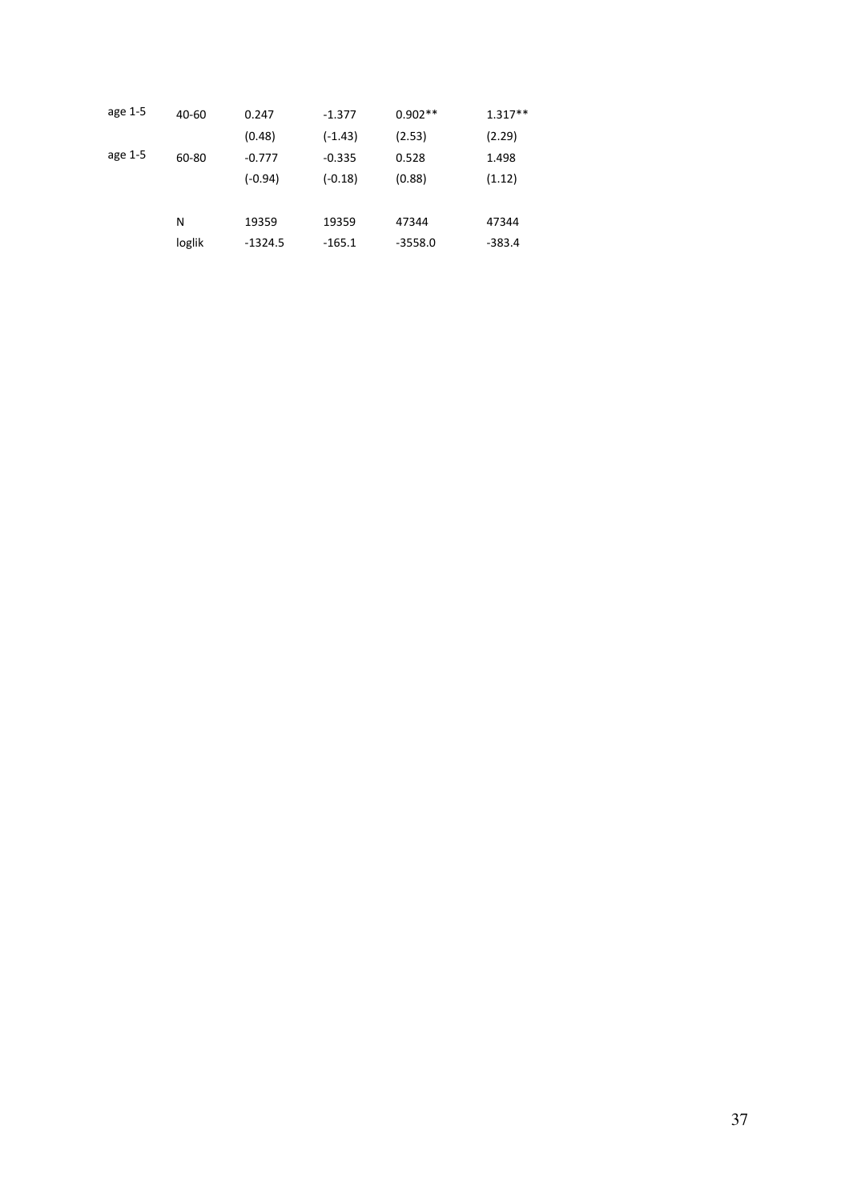| | | | | | |
|---|---|---|---|---|---|
| age 1-5 | 40-60 | 0.247 | -1.377 | 0.902** | 1.317** |
| | | (0.48) | (-1.43) | (2.53) | (2.29) |
| age 1-5 | 60-80 | -0.777 | -0.335 | 0.528 | 1.498 |
| | | (-0.94) | (-0.18) | (0.88) | (1.12) |
| | | | | | |
| | N | 19359 | 19359 | 47344 | 47344 |
| | loglik | -1324.5 | -165.1 | -3558.0 | -383.4 |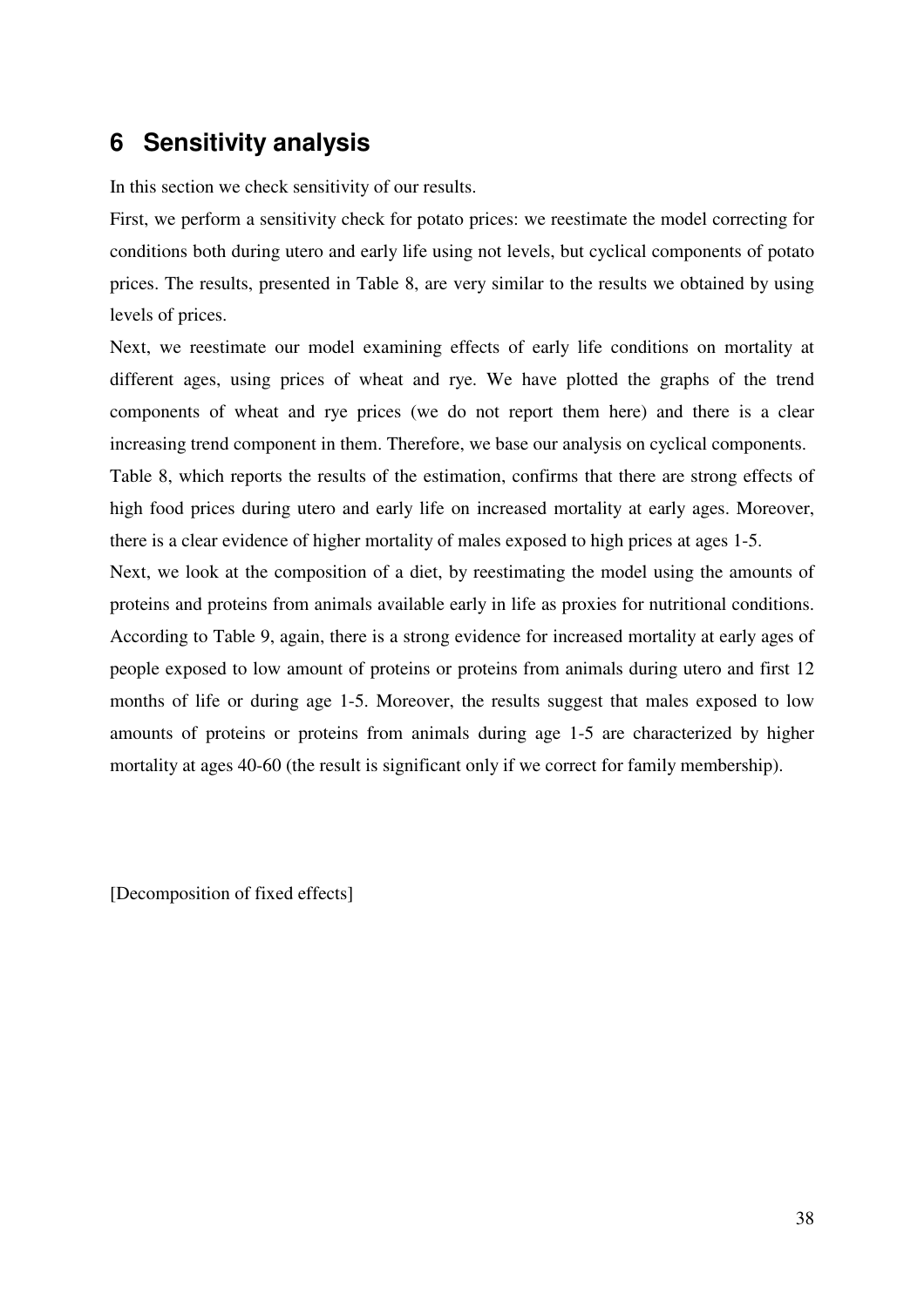# 6 Sensitivity analysis

In this section we check sensitivity of our results.

First, we perform a sensitivity check for potato prices: we reestimate the model correcting for conditions both during utero and early life using not levels, but cyclical components of potato prices. The results, presented in Table 8, are very similar to the results we obtained by using levels of prices.

Next, we reestimate our model examining effects of early life conditions on mortality at different ages, using prices of wheat and rye. We have plotted the graphs of the trend components of wheat and rye prices (we do not report them here) and there is a clear increasing trend component in them. Therefore, we base our analysis on cyclical components.

Table 8, which reports the results of the estimation, confirms that there are strong effects of high food prices during utero and early life on increased mortality at early ages. Moreover, there is a clear evidence of higher mortality of males exposed to high prices at ages 1-5.

Next, we look at the composition of a diet, by reestimating the model using the amounts of proteins and proteins from animals available early in life as proxies for nutritional conditions. According to Table 9, again, there is a strong evidence for increased mortality at early ages of people exposed to low amount of proteins or proteins from animals during utero and first 12 months of life or during age 1-5. Moreover, the results suggest that males exposed to low amounts of proteins or proteins from animals during age 1-5 are characterized by higher mortality at ages 40-60 (the result is significant only if we correct for family membership).

[Decomposition of fixed effects]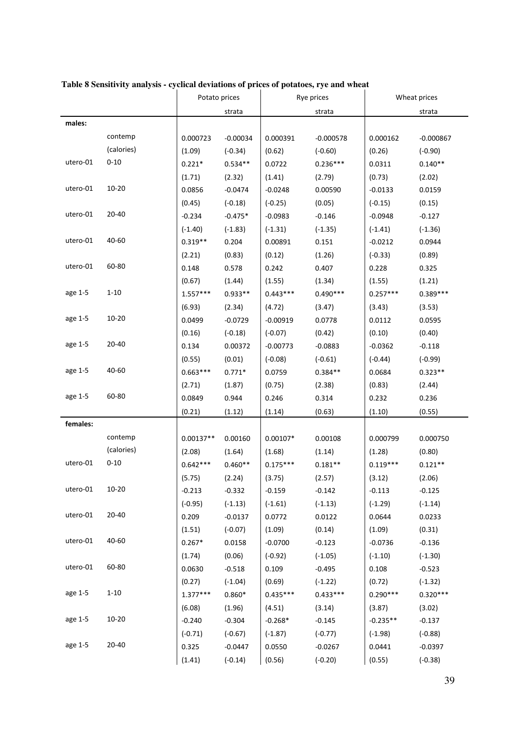**Table 8 Sensitivity analysis - cyclical deviations of prices of potatoes, rye and wheat**

| | | Potato prices | | Rye prices | | Wheat prices | |
|---|---|---|---|---|---|---|---|
| | | | strata | | strata | | strata |
| **males:** | | | | | | | |
| | contemp | 0.000723 | -0.00034 | 0.000391 | -0.000578 | 0.000162 | -0.000867 |
| | (calories) | (1.09) | (-0.34) | (0.62) | (-0.60) | (0.26) | (-0.90) |
| utero-01 | 0-10 | 0.221* | 0.534** | 0.0722 | 0.236*** | 0.0311 | 0.140** |
| | | (1.71) | (2.32) | (1.41) | (2.79) | (0.73) | (2.02) |
| utero-01 | 10-20 | 0.0856 | -0.0474 | -0.0248 | 0.00590 | -0.0133 | 0.0159 |
| | | (0.45) | (-0.18) | (-0.25) | (0.05) | (-0.15) | (0.15) |
| utero-01 | 20-40 | -0.234 | -0.475* | -0.0983 | -0.146 | -0.0948 | -0.127 |
| | | (-1.40) | (-1.83) | (-1.31) | (-1.35) | (-1.41) | (-1.36) |
| utero-01 | 40-60 | 0.319** | 0.204 | 0.00891 | 0.151 | -0.0212 | 0.0944 |
| | | (2.21) | (0.83) | (0.12) | (1.26) | (-0.33) | (0.89) |
| utero-01 | 60-80 | 0.148 | 0.578 | 0.242 | 0.407 | 0.228 | 0.325 |
| | | (0.67) | (1.44) | (1.55) | (1.34) | (1.55) | (1.21) |
| age 1-5 | 1-10 | 1.557*** | 0.933** | 0.443*** | 0.490*** | 0.257*** | 0.389*** |
| | | (6.93) | (2.34) | (4.72) | (3.47) | (3.43) | (3.53) |
| age 1-5 | 10-20 | 0.0499 | -0.0729 | -0.00919 | 0.0778 | 0.0112 | 0.0595 |
| | | (0.16) | (-0.18) | (-0.07) | (0.42) | (0.10) | (0.40) |
| age 1-5 | 20-40 | 0.134 | 0.00372 | -0.00773 | -0.0883 | -0.0362 | -0.118 |
| | | (0.55) | (0.01) | (-0.08) | (-0.61) | (-0.44) | (-0.99) |
| age 1-5 | 40-60 | 0.663*** | 0.771* | 0.0759 | 0.384** | 0.0684 | 0.323** |
| | | (2.71) | (1.87) | (0.75) | (2.38) | (0.83) | (2.44) |
| age 1-5 | 60-80 | 0.0849 | 0.944 | 0.246 | 0.314 | 0.232 | 0.236 |
| | | (0.21) | (1.12) | (1.14) | (0.63) | (1.10) | (0.55) |
| **females:** | | | | | | | |
| | contemp | 0.00137** | 0.00160 | 0.00107* | 0.00108 | 0.000799 | 0.000750 |
| | (calories) | (2.08) | (1.64) | (1.68) | (1.14) | (1.28) | (0.80) |
| utero-01 | 0-10 | 0.642*** | 0.460** | 0.175*** | 0.181** | 0.119*** | 0.121** |
| | | (5.75) | (2.24) | (3.75) | (2.57) | (3.12) | (2.06) |
| utero-01 | 10-20 | -0.213 | -0.332 | -0.159 | -0.142 | -0.113 | -0.125 |
| | | (-0.95) | (-1.13) | (-1.61) | (-1.13) | (-1.29) | (-1.14) |
| utero-01 | 20-40 | 0.209 | -0.0137 | 0.0772 | 0.0122 | 0.0644 | 0.0233 |
| | | (1.51) | (-0.07) | (1.09) | (0.14) | (1.09) | (0.31) |
| utero-01 | 40-60 | 0.267* | 0.0158 | -0.0700 | -0.123 | -0.0736 | -0.136 |
| | | (1.74) | (0.06) | (-0.92) | (-1.05) | (-1.10) | (-1.30) |
| utero-01 | 60-80 | 0.0630 | -0.518 | 0.109 | -0.495 | 0.108 | -0.523 |
| | | (0.27) | (-1.04) | (0.69) | (-1.22) | (0.72) | (-1.32) |
| age 1-5 | 1-10 | 1.377*** | 0.860* | 0.435*** | 0.433*** | 0.290*** | 0.320*** |
| | | (6.08) | (1.96) | (4.51) | (3.14) | (3.87) | (3.02) |
| age 1-5 | 10-20 | -0.240 | -0.304 | -0.268* | -0.145 | -0.235** | -0.137 |
| | | (-0.71) | (-0.67) | (-1.87) | (-0.77) | (-1.98) | (-0.88) |
| age 1-5 | 20-40 | 0.325 | -0.0447 | 0.0550 | -0.0267 | 0.0441 | -0.0397 |
| | | (1.41) | (-0.14) | (0.56) | (-0.20) | (0.55) | (-0.38) |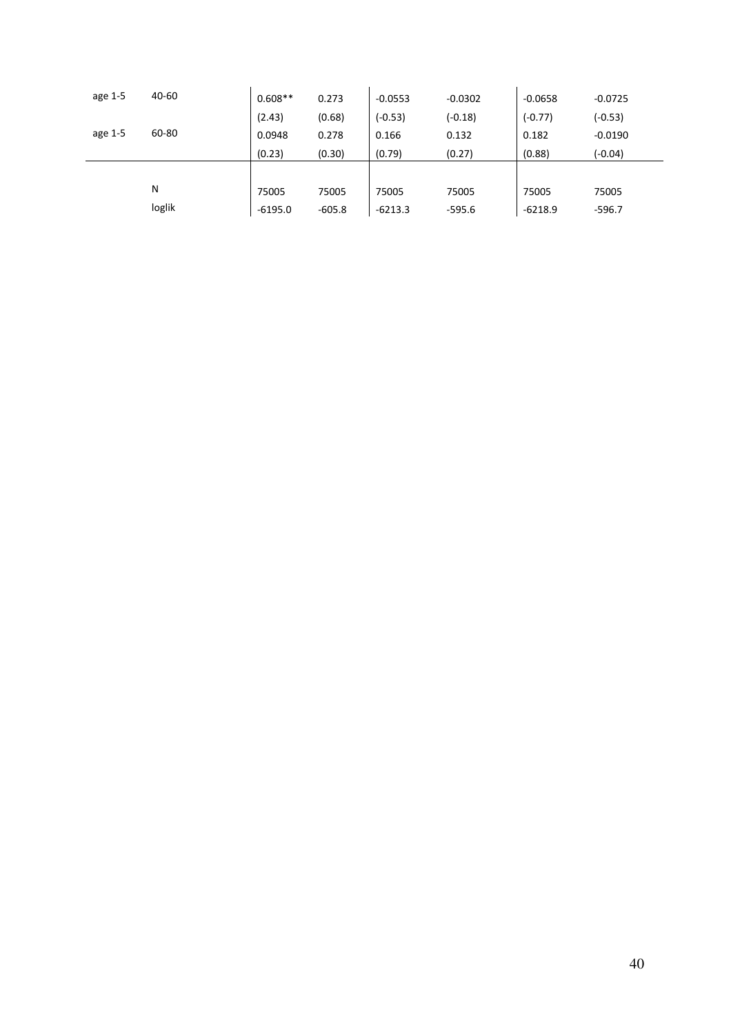| | | | | | | | |
|---|---|---|---|---|---|---|---|
| age 1-5 | 40-60 | 0.608** | 0.273 | -0.0553 | -0.0302 | -0.0658 | -0.0725 |
| | | (2.43) | (0.68) | (-0.53) | (-0.18) | (-0.77) | (-0.53) |
| age 1-5 | 60-80 | 0.0948 | 0.278 | 0.166 | 0.132 | 0.182 | -0.0190 |
| | | (0.23) | (0.30) | (0.79) | (0.27) | (0.88) | (-0.04) |
| | N | 75005 | 75005 | 75005 | 75005 | 75005 | 75005 |
| | loglik | -6195.0 | -605.8 | -6213.3 | -595.6 | -6218.9 | -596.7 |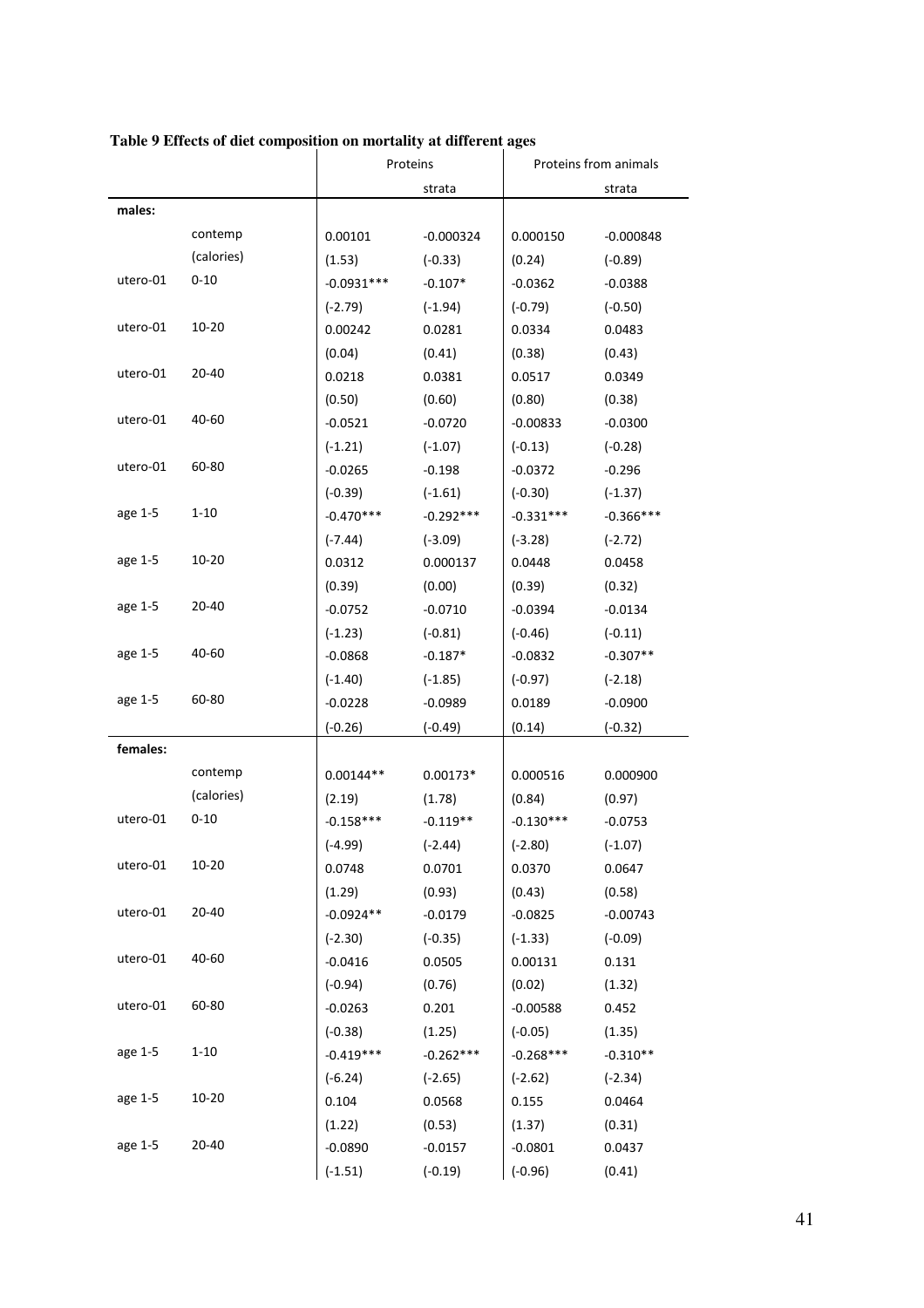**Table 9 Effects of diet composition on mortality at different ages**

| | | Proteins | | Proteins from animals | |
|---|---|---|---|---|---|
| | | | strata | | strata |
| **males:** | | | | | |
| | contemp | 0.00101 | -0.000324 | 0.000150 | -0.000848 |
| | (calories) | (1.53) | (-0.33) | (0.24) | (-0.89) |
| utero-01 | 0-10 | -0.0931*** | -0.107* | -0.0362 | -0.0388 |
| | | (-2.79) | (-1.94) | (-0.79) | (-0.50) |
| utero-01 | 10-20 | 0.00242 | 0.0281 | 0.0334 | 0.0483 |
| | | (0.04) | (0.41) | (0.38) | (0.43) |
| utero-01 | 20-40 | 0.0218 | 0.0381 | 0.0517 | 0.0349 |
| | | (0.50) | (0.60) | (0.80) | (0.38) |
| utero-01 | 40-60 | -0.0521 | -0.0720 | -0.00833 | -0.0300 |
| | | (-1.21) | (-1.07) | (-0.13) | (-0.28) |
| utero-01 | 60-80 | -0.0265 | -0.198 | -0.0372 | -0.296 |
| | | (-0.39) | (-1.61) | (-0.30) | (-1.37) |
| age 1-5 | 1-10 | -0.470*** | -0.292*** | -0.331*** | -0.366*** |
| | | (-7.44) | (-3.09) | (-3.28) | (-2.72) |
| age 1-5 | 10-20 | 0.0312 | 0.000137 | 0.0448 | 0.0458 |
| | | (0.39) | (0.00) | (0.39) | (0.32) |
| age 1-5 | 20-40 | -0.0752 | -0.0710 | -0.0394 | -0.0134 |
| | | (-1.23) | (-0.81) | (-0.46) | (-0.11) |
| age 1-5 | 40-60 | -0.0868 | -0.187* | -0.0832 | -0.307** |
| | | (-1.40) | (-1.85) | (-0.97) | (-2.18) |
| age 1-5 | 60-80 | -0.0228 | -0.0989 | 0.0189 | -0.0900 |
| | | (-0.26) | (-0.49) | (0.14) | (-0.32) |
| **females:** | | | | | |
| | contemp | 0.00144** | 0.00173* | 0.000516 | 0.000900 |
| | (calories) | (2.19) | (1.78) | (0.84) | (0.97) |
| utero-01 | 0-10 | -0.158*** | -0.119** | -0.130*** | -0.0753 |
| | | (-4.99) | (-2.44) | (-2.80) | (-1.07) |
| utero-01 | 10-20 | 0.0748 | 0.0701 | 0.0370 | 0.0647 |
| | | (1.29) | (0.93) | (0.43) | (0.58) |
| utero-01 | 20-40 | -0.0924** | -0.0179 | -0.0825 | -0.00743 |
| | | (-2.30) | (-0.35) | (-1.33) | (-0.09) |
| utero-01 | 40-60 | -0.0416 | 0.0505 | 0.00131 | 0.131 |
| | | (-0.94) | (0.76) | (0.02) | (1.32) |
| utero-01 | 60-80 | -0.0263 | 0.201 | -0.00588 | 0.452 |
| | | (-0.38) | (1.25) | (-0.05) | (1.35) |
| age 1-5 | 1-10 | -0.419*** | -0.262*** | -0.268*** | -0.310** |
| | | (-6.24) | (-2.65) | (-2.62) | (-2.34) |
| age 1-5 | 10-20 | 0.104 | 0.0568 | 0.155 | 0.0464 |
| | | (1.22) | (0.53) | (1.37) | (0.31) |
| age 1-5 | 20-40 | -0.0890 | -0.0157 | -0.0801 | 0.0437 |
| | | (-1.51) | (-0.19) | (-0.96) | (0.41) |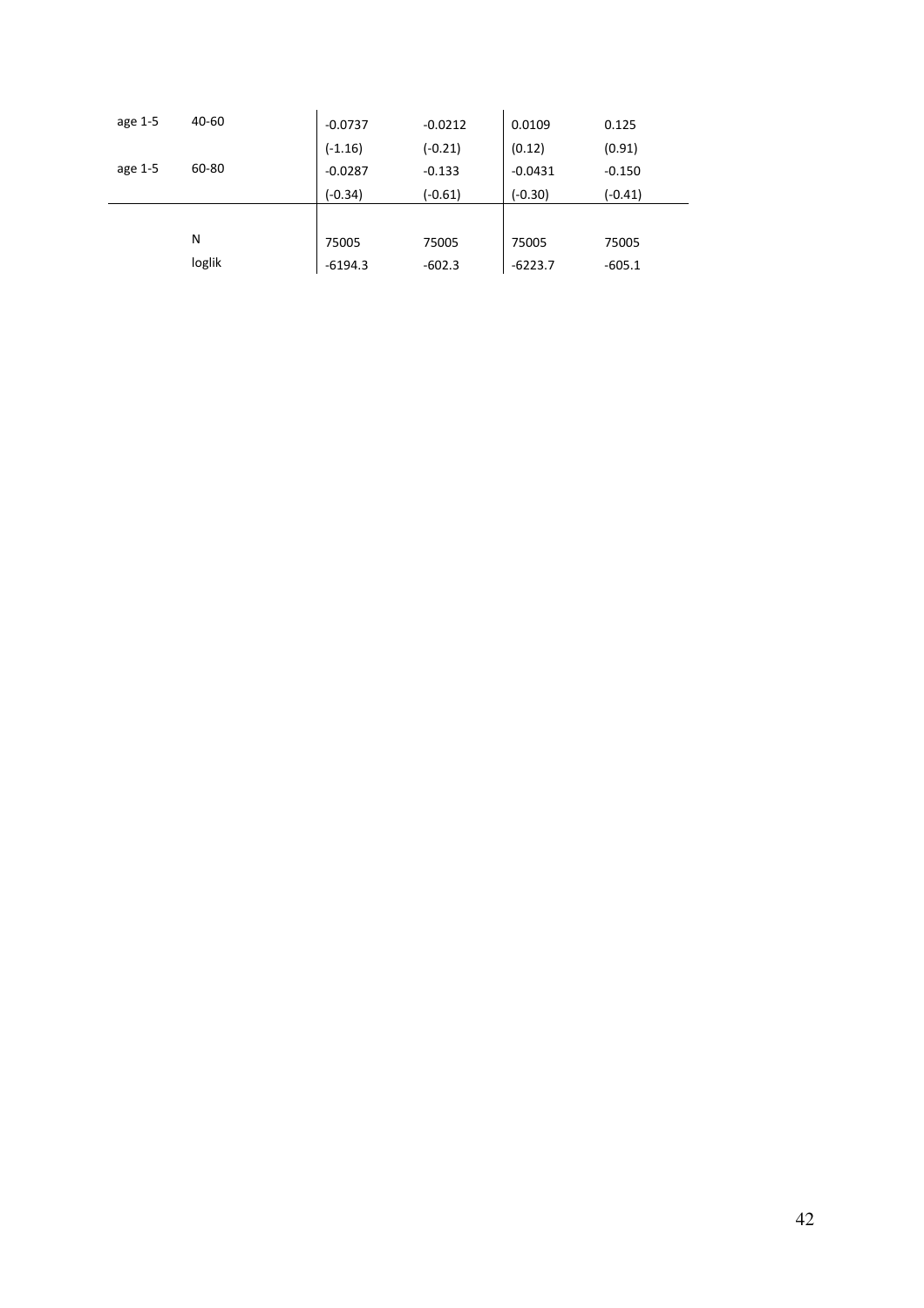| | | | | | |
|---|---|---|---|---|---|
| age 1-5 | 40-60 | -0.0737 | -0.0212 | 0.0109 | 0.125 |
| | | (-1.16) | (-0.21) | (0.12) | (0.91) |
| age 1-5 | 60-80 | -0.0287 | -0.133 | -0.0431 | -0.150 |
| | | (-0.34) | (-0.61) | (-0.30) | (-0.41) |
| | N | 75005 | 75005 | 75005 | 75005 |
| | loglik | -6194.3 | -602.3 | -6223.7 | -605.1 |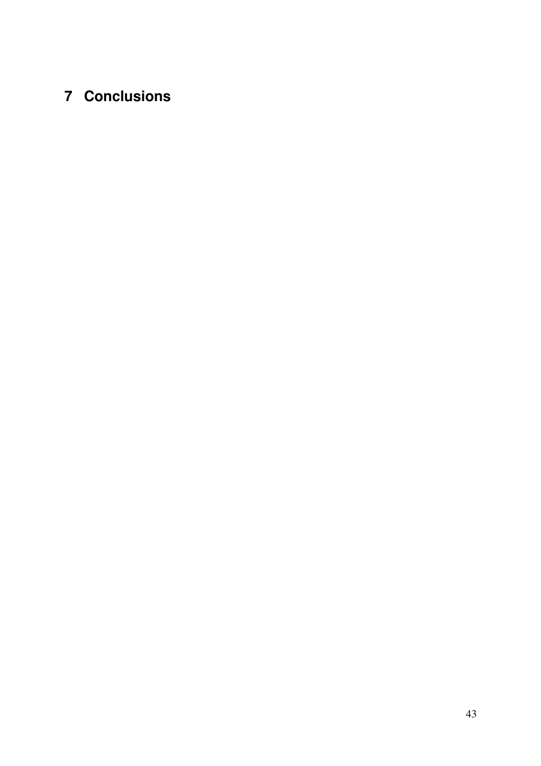# 7 Conclusions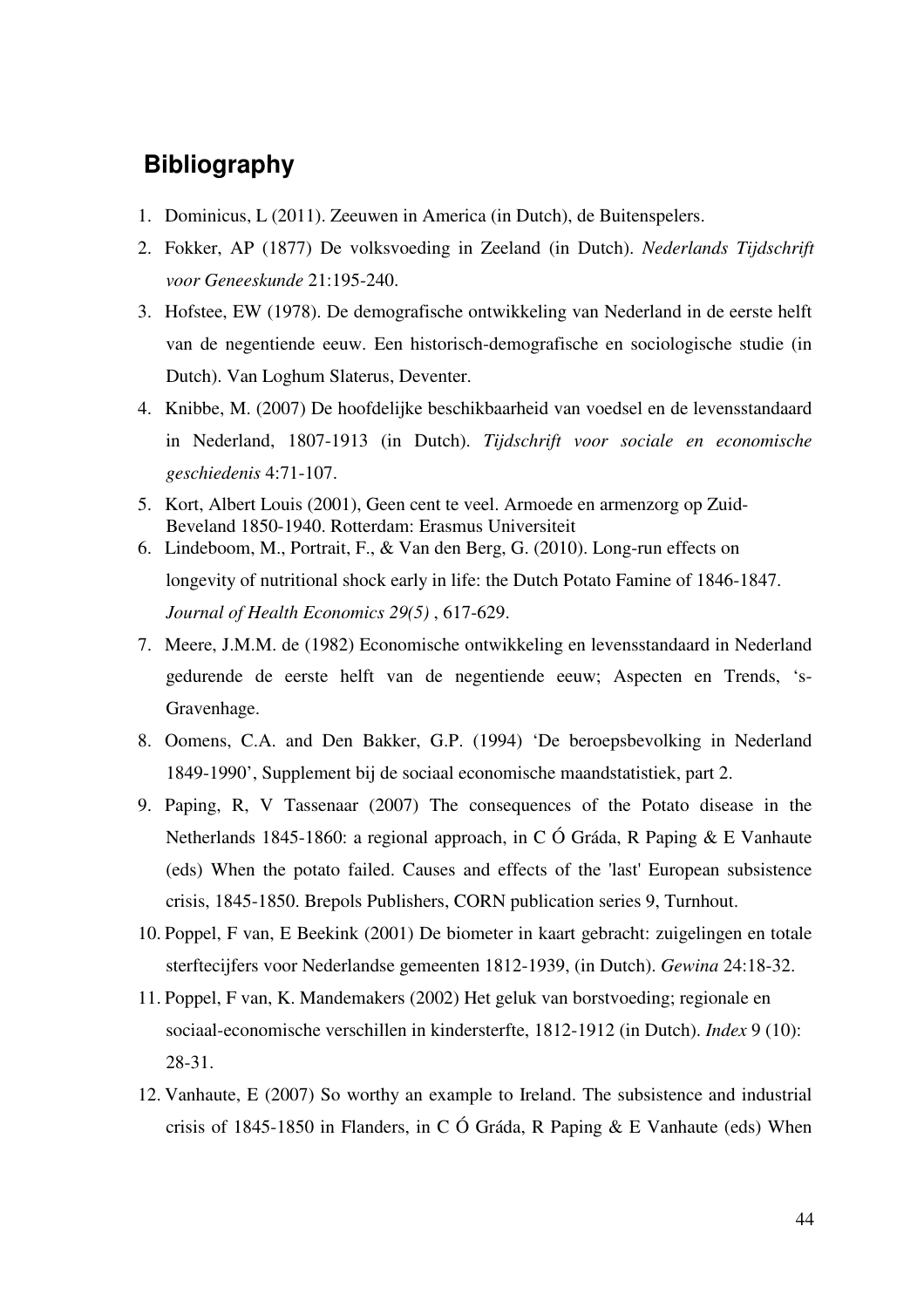## Bibliography

1. Dominicus, L (2011). Zeeuwen in America (in Dutch), de Buitenspelers.
2. Fokker, AP (1877) De volksvoeding in Zeeland (in Dutch). *Nederlands Tijdschrift voor Geneeskunde* 21:195-240.
3. Hofstee, EW (1978). De demografische ontwikkeling van Nederland in de eerste helft van de negentiende eeuw. Een historisch-demografische en sociologische studie (in Dutch). Van Loghum Slaterus, Deventer.
4. Knibbe, M. (2007) De hoofdelijke beschikbaarheid van voedsel en de levensstandaard in Nederland, 1807-1913 (in Dutch). *Tijdschrift voor sociale en economische geschiedenis* 4:71-107.
5. Kort, Albert Louis (2001), Geen cent te veel. Armoede en armenzorg op Zuid-Beveland 1850-1940. Rotterdam: Erasmus Universiteit
6. Lindeboom, M., Portrait, F., & Van den Berg, G. (2010). Long-run effects on longevity of nutritional shock early in life: the Dutch Potato Famine of 1846-1847. *Journal of Health Economics 29(5)* , 617-629.
7. Meere, J.M.M. de (1982) Economische ontwikkeling en levensstandaard in Nederland gedurende de eerste helft van de negentiende eeuw; Aspecten en Trends, 's-Gravenhage.
8. Oomens, C.A. and Den Bakker, G.P. (1994) 'De beroepsbevolking in Nederland 1849-1990', Supplement bij de sociaal economische maandstatistiek, part 2.
9. Paping, R, V Tassenaar (2007) The consequences of the Potato disease in the Netherlands 1845-1860: a regional approach, in C Ó Gráda, R Paping & E Vanhaute (eds) When the potato failed. Causes and effects of the 'last' European subsistence crisis, 1845-1850. Brepols Publishers, CORN publication series 9, Turnhout.
10. Poppel, F van, E Beekink (2001) De biometer in kaart gebracht: zuigelingen en totale sterftecijfers voor Nederlandse gemeenten 1812-1939, (in Dutch). *Gewina* 24:18-32.
11. Poppel, F van, K. Mandemakers (2002) Het geluk van borstvoeding; regionale en sociaal-economische verschillen in kindersterfte, 1812-1912 (in Dutch). *Index* 9 (10): 28-31.
12. Vanhaute, E (2007) So worthy an example to Ireland. The subsistence and industrial crisis of 1845-1850 in Flanders, in C Ó Gráda, R Paping & E Vanhaute (eds) When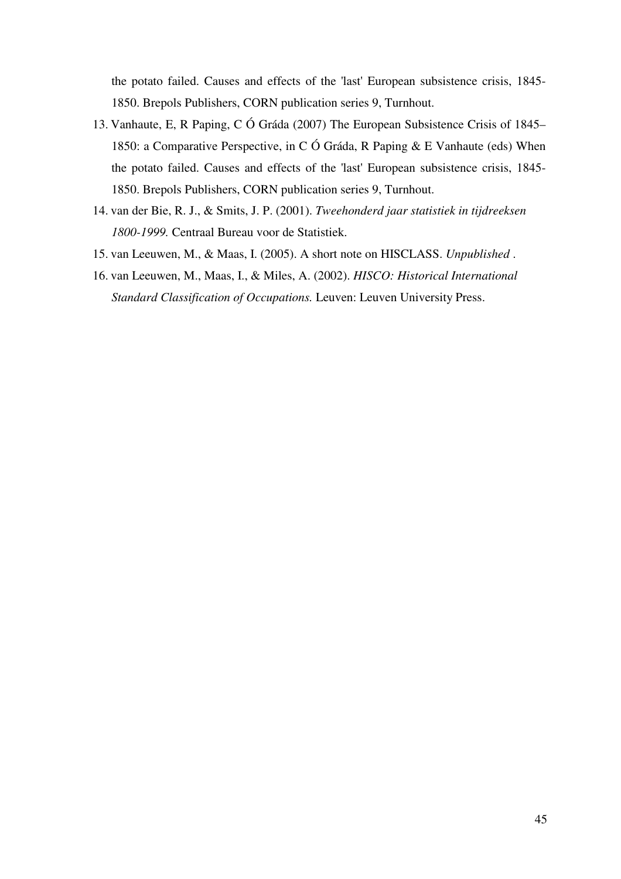the potato failed. Causes and effects of the 'last' European subsistence crisis, 1845-1850. Brepols Publishers, CORN publication series 9, Turnhout.

13. Vanhaute, E, R Paping, C Ó Gráda (2007) The European Subsistence Crisis of 1845–1850: a Comparative Perspective, in C Ó Gráda, R Paping & E Vanhaute (eds) When the potato failed. Causes and effects of the 'last' European subsistence crisis, 1845-1850. Brepols Publishers, CORN publication series 9, Turnhout.
14. van der Bie, R. J., & Smits, J. P. (2001). *Tweehonderd jaar statistiek in tijdreeksen 1800-1999.* Centraal Bureau voor de Statistiek.
15. van Leeuwen, M., & Maas, I. (2005). A short note on HISCLASS. *Unpublished* .
16. van Leeuwen, M., Maas, I., & Miles, A. (2002). *HISCO: Historical International Standard Classification of Occupations.* Leuven: Leuven University Press.